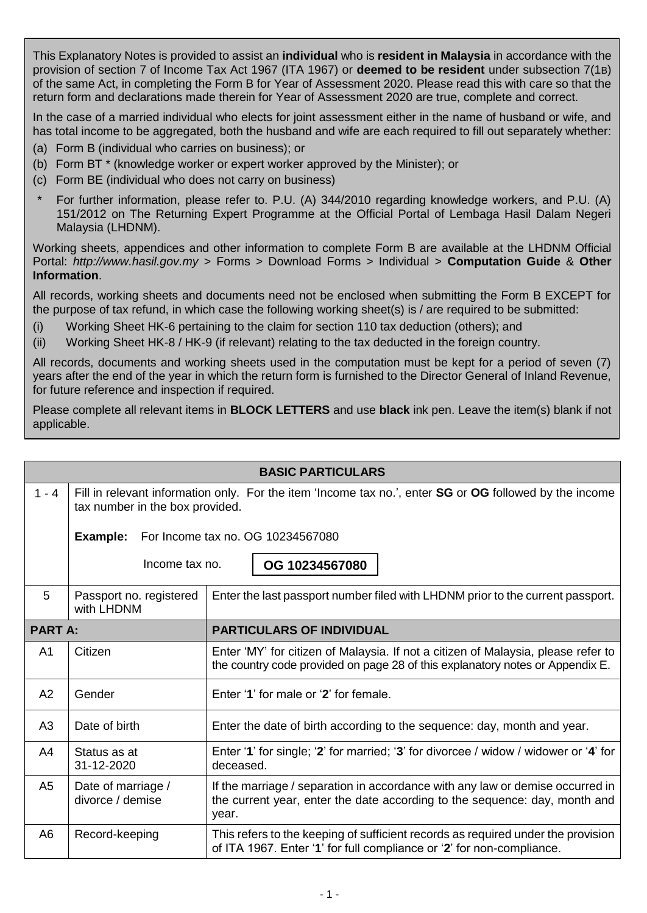This Explanatory Notes is provided to assist an **individual** who is **resident in Malaysia** in accordance with the provision of section 7 of Income Tax Act 1967 (ITA 1967) or **deemed to be resident** under subsection 7(1B) of the same Act, in completing the Form B for Year of Assessment 2020. Please read this with care so that the return form and declarations made therein for Year of Assessment 2020 are true, complete and correct.

In the case of a married individual who elects for joint assessment either in the name of husband or wife, and has total income to be aggregated, both the husband and wife are each required to fill out separately whether:

(a) Form B (individual who carries on business); or
(b) Form BT * (knowledge worker or expert worker approved by the Minister); or
(c) Form BE (individual who does not carry on business)

\* For further information, please refer to. P.U. (A) 344/2010 regarding knowledge workers, and P.U. (A) 151/2012 on The Returning Expert Programme at the Official Portal of Lembaga Hasil Dalam Negeri Malaysia (LHDNM).

Working sheets, appendices and other information to complete Form B are available at the LHDNM Official Portal: *http://www.hasil.gov.my* > Forms > Download Forms > Individual > **Computation Guide** & **Other Information**.

All records, working sheets and documents need not be enclosed when submitting the Form B EXCEPT for the purpose of tax refund, in which case the following working sheet(s) is / are required to be submitted:

(i) Working Sheet HK-6 pertaining to the claim for section 110 tax deduction (others); and
(ii) Working Sheet HK-8 / HK-9 (if relevant) relating to the tax deducted in the foreign country.

All records, documents and working sheets used in the computation must be kept for a period of seven (7) years after the end of the year in which the return form is furnished to the Director General of Inland Revenue, for future reference and inspection if required.

Please complete all relevant items in **BLOCK LETTERS** and use **black** ink pen. Leave the item(s) blank if not applicable.

| **BASIC PARTICULARS** | | |
|---|---|---|
| 1 - 4 | Fill in relevant information only. For the item 'Income tax no.', enter **SG** or **OG** followed by the income tax number in the box provided.<br><br>**Example:** For Income tax no. OG 10234567080<br><br>Income tax no. **OG 10234567080** | |
| 5 | Passport no. registered with LHDNM | Enter the last passport number filed with LHDNM prior to the current passport. |
| **PART A:** | | **PARTICULARS OF INDIVIDUAL** |
| A1 | Citizen | Enter 'MY' for citizen of Malaysia. If not a citizen of Malaysia, please refer to the country code provided on page 28 of this explanatory notes or Appendix E. |
| A2 | Gender | Enter '**1**' for male or '**2**' for female. |
| A3 | Date of birth | Enter the date of birth according to the sequence: day, month and year. |
| A4 | Status as at 31-12-2020 | Enter '**1**' for single; '**2**' for married; '**3**' for divorcee / widow / widower or '**4**' for deceased. |
| A5 | Date of marriage / divorce / demise | If the marriage / separation in accordance with any law or demise occurred in the current year, enter the date according to the sequence: day, month and year. |
| A6 | Record-keeping | This refers to the keeping of sufficient records as required under the provision of ITA 1967. Enter '**1**' for full compliance or '**2**' for non-compliance. |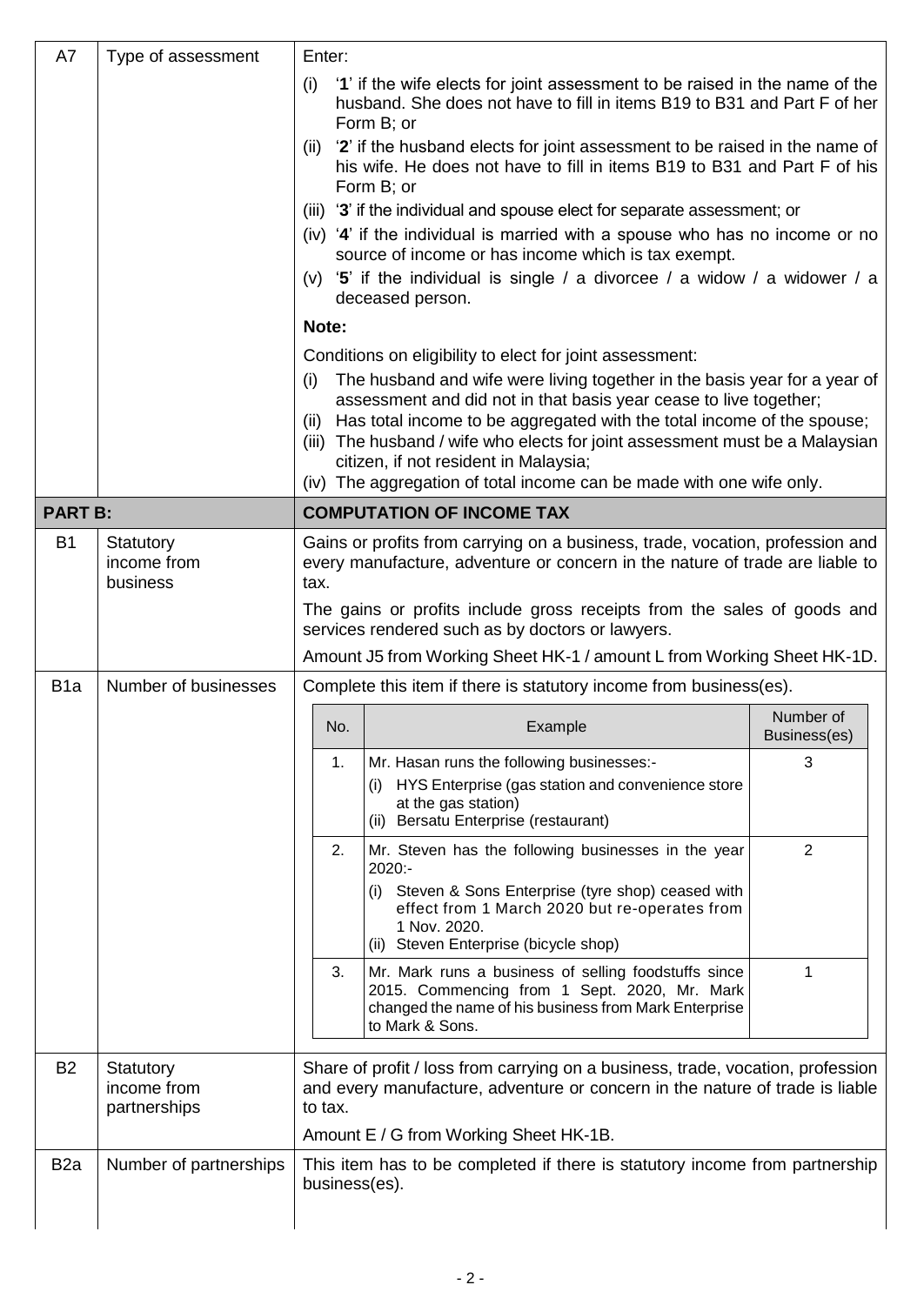| | | |
|---|---|---|
| A7 | Type of assessment | Enter:<br>(i) '**1**' if the wife elects for joint assessment to be raised in the name of the husband. She does not have to fill in items B19 to B31 and Part F of her Form B; or<br>(ii) '**2**' if the husband elects for joint assessment to be raised in the name of his wife. He does not have to fill in items B19 to B31 and Part F of his Form B; or<br>(iii) '**3**' if the individual and spouse elect for separate assessment; or<br>(iv) '**4**' if the individual is married with a spouse who has no income or no source of income or has income which is tax exempt.<br>(v) '**5**' if the individual is single / a divorcee / a widow / a widower / a deceased person.<br>**Note:**<br>Conditions on eligibility to elect for joint assessment:<br>(i) The husband and wife were living together in the basis year for a year of assessment and did not in that basis year cease to live together;<br>(ii) Has total income to be aggregated with the total income of the spouse;<br>(iii) The husband / wife who elects for joint assessment must be a Malaysian citizen, if not resident in Malaysia;<br>(iv) The aggregation of total income can be made with one wife only. |
| **PART B:** | | **COMPUTATION OF INCOME TAX** |
| B1 | Statutory income from business | Gains or profits from carrying on a business, trade, vocation, profession and every manufacture, adventure or concern in the nature of trade are liable to tax.<br>The gains or profits include gross receipts from the sales of goods and services rendered such as by doctors or lawyers.<br>Amount J5 from Working Sheet HK-1 / amount L from Working Sheet HK-1D. |
| B1a | Number of businesses | Complete this item if there is statutory income from business(es). (See table below) |
| B2 | Statutory income from partnerships | Share of profit / loss from carrying on a business, trade, vocation, profession and every manufacture, adventure or concern in the nature of trade is liable to tax.<br>Amount E / G from Working Sheet HK-1B. |
| B2a | Number of partnerships | This item has to be completed if there is statutory income from partnership business(es). |

| No. | Example | Number of Business(es) |
|---|---|---|
| 1. | Mr. Hasan runs the following businesses:-<br>(i) HYS Enterprise (gas station and convenience store at the gas station)<br>(ii) Bersatu Enterprise (restaurant) | 3 |
| 2. | Mr. Steven has the following businesses in the year 2020:-<br>(i) Steven & Sons Enterprise (tyre shop) ceased with effect from 1 March 2020 but re-operates from 1 Nov. 2020.<br>(ii) Steven Enterprise (bicycle shop) | 2 |
| 3. | Mr. Mark runs a business of selling foodstuffs since 2015. Commencing from 1 Sept. 2020, Mr. Mark changed the name of his business from Mark Enterprise to Mark & Sons. | 1 |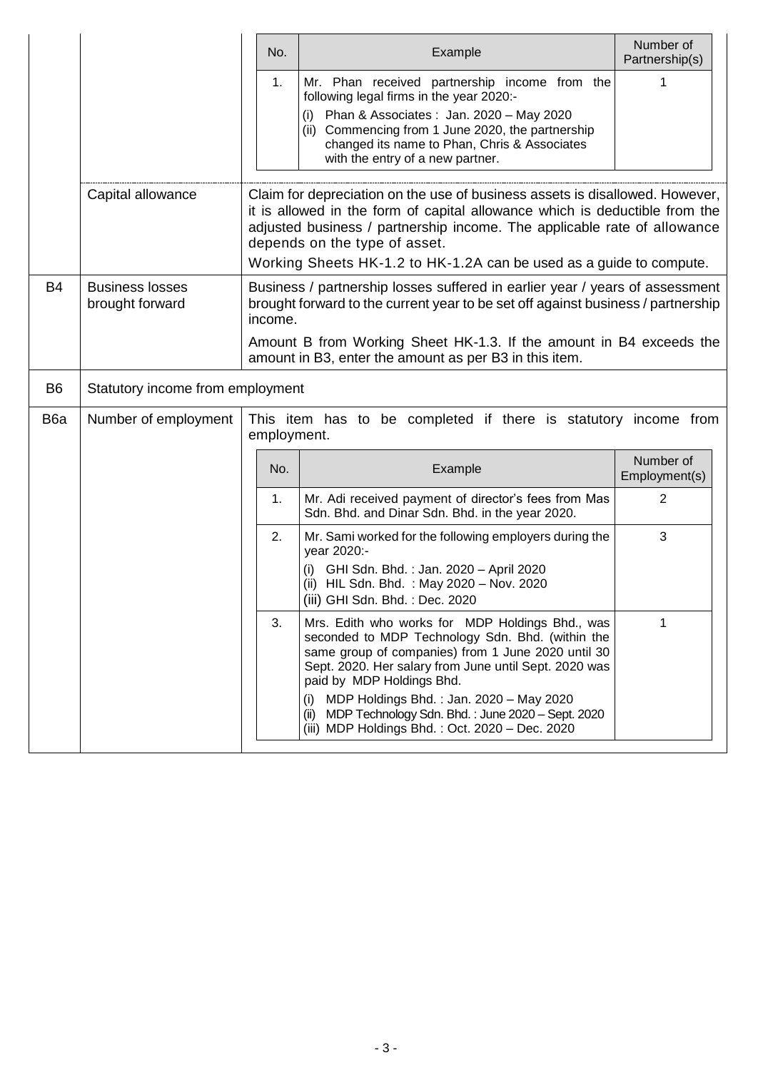| | | | | |
|---|---|---|---|---|
| | | **No.** | **Example** | **Number of Partnership(s)** |
| | | 1. | Mr. Phan received partnership income from the following legal firms in the year 2020:-<br>(i) Phan & Associates : Jan. 2020 – May 2020<br>(ii) Commencing from 1 June 2020, the partnership changed its name to Phan, Chris & Associates with the entry of a new partner. | 1 |
| | Capital allowance | Claim for depreciation on the use of business assets is disallowed. However, it is allowed in the form of capital allowance which is deductible from the adjusted business / partnership income. The applicable rate of allowance depends on the type of asset.<br>Working Sheets HK-1.2 to HK-1.2A can be used as a guide to compute. | | |
| B4 | Business losses brought forward | Business / partnership losses suffered in earlier year / years of assessment brought forward to the current year to be set off against business / partnership income.<br>Amount B from Working Sheet HK-1.3. If the amount in B4 exceeds the amount in B3, enter the amount as per B3 in this item. | | |
| B6 | Statutory income from employment | | | |
| B6a | Number of employment | This item has to be completed if there is statutory income from employment. | | |
| | | **No.** | **Example** | **Number of Employment(s)** |
| | | 1. | Mr. Adi received payment of director's fees from Mas Sdn. Bhd. and Dinar Sdn. Bhd. in the year 2020. | 2 |
| | | 2. | Mr. Sami worked for the following employers during the year 2020:-<br>(i) GHI Sdn. Bhd. : Jan. 2020 – April 2020<br>(ii) HIL Sdn. Bhd. : May 2020 – Nov. 2020<br>(iii) GHI Sdn. Bhd. : Dec. 2020 | 3 |
| | | 3. | Mrs. Edith who works for MDP Holdings Bhd., was seconded to MDP Technology Sdn. Bhd. (within the same group of companies) from 1 June 2020 until 30 Sept. 2020. Her salary from June until Sept. 2020 was paid by MDP Holdings Bhd.<br>(i) MDP Holdings Bhd. : Jan. 2020 – May 2020<br>(ii) MDP Technology Sdn. Bhd. : June 2020 – Sept. 2020<br>(iii) MDP Holdings Bhd. : Oct. 2020 – Dec. 2020 | 1 |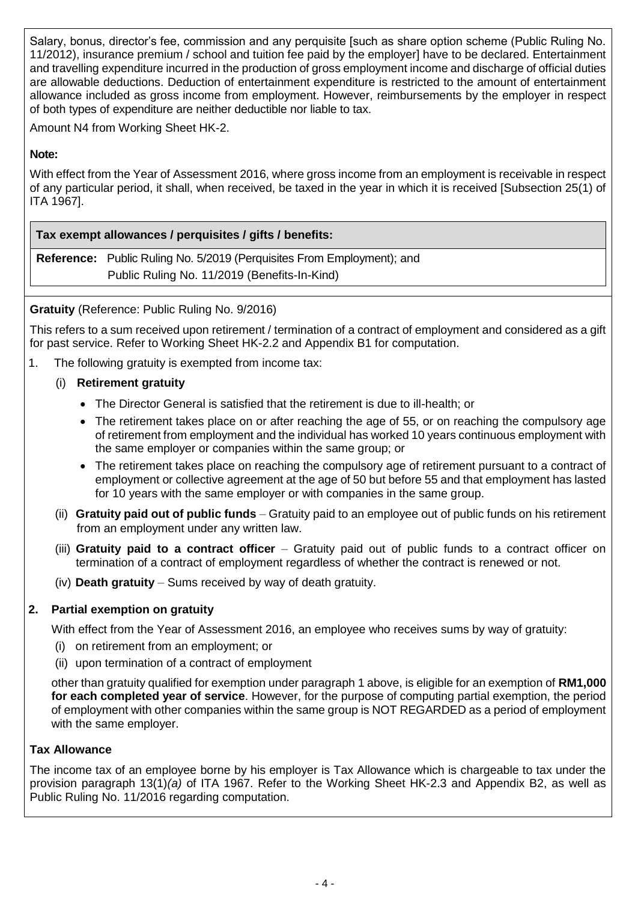Salary, bonus, director's fee, commission and any perquisite [such as share option scheme (Public Ruling No. 11/2012), insurance premium / school and tuition fee paid by the employer] have to be declared. Entertainment and travelling expenditure incurred in the production of gross employment income and discharge of official duties are allowable deductions. Deduction of entertainment expenditure is restricted to the amount of entertainment allowance included as gross income from employment. However, reimbursements by the employer in respect of both types of expenditure are neither deductible nor liable to tax.

Amount N4 from Working Sheet HK-2.

**Note:**

With effect from the Year of Assessment 2016, where gross income from an employment is receivable in respect of any particular period, it shall, when received, be taxed in the year in which it is received [Subsection 25(1) of ITA 1967].

**Tax exempt allowances / perquisites / gifts / benefits:**

**Reference:** Public Ruling No. 5/2019 (Perquisites From Employment); and
Public Ruling No. 11/2019 (Benefits-In-Kind)

**Gratuity** (Reference: Public Ruling No. 9/2016)

This refers to a sum received upon retirement / termination of a contract of employment and considered as a gift for past service. Refer to Working Sheet HK-2.2 and Appendix B1 for computation.

1. The following gratuity is exempted from income tax:

   (i) **Retirement gratuity**

   - The Director General is satisfied that the retirement is due to ill-health; or
   - The retirement takes place on or after reaching the age of 55, or on reaching the compulsory age of retirement from employment and the individual has worked 10 years continuous employment with the same employer or companies within the same group; or
   - The retirement takes place on reaching the compulsory age of retirement pursuant to a contract of employment or collective agreement at the age of 50 but before 55 and that employment has lasted for 10 years with the same employer or with companies in the same group.

   (ii) **Gratuity paid out of public funds** – Gratuity paid to an employee out of public funds on his retirement from an employment under any written law.

   (iii) **Gratuity paid to a contract officer** – Gratuity paid out of public funds to a contract officer on termination of a contract of employment regardless of whether the contract is renewed or not.

   (iv) **Death gratuity** – Sums received by way of death gratuity.

**2. Partial exemption on gratuity**

With effect from the Year of Assessment 2016, an employee who receives sums by way of gratuity:

(i) on retirement from an employment; or

(ii) upon termination of a contract of employment

other than gratuity qualified for exemption under paragraph 1 above, is eligible for an exemption of **RM1,000 for each completed year of service**. However, for the purpose of computing partial exemption, the period of employment with other companies within the same group is NOT REGARDED as a period of employment with the same employer.

**Tax Allowance**

The income tax of an employee borne by his employer is Tax Allowance which is chargeable to tax under the provision paragraph 13(1)*(a)* of ITA 1967. Refer to the Working Sheet HK-2.3 and Appendix B2, as well as Public Ruling No. 11/2016 regarding computation.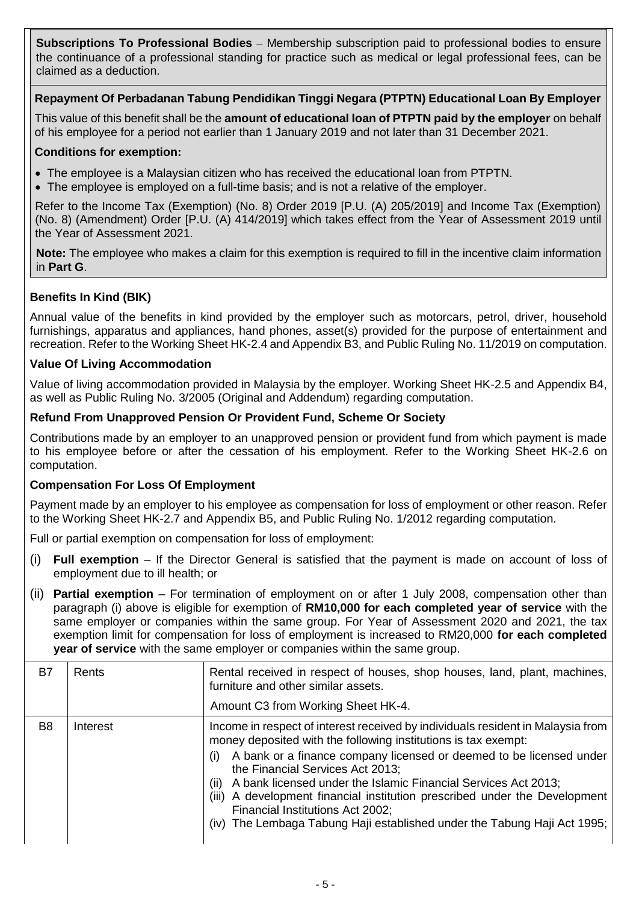**Subscriptions To Professional Bodies** – Membership subscription paid to professional bodies to ensure the continuance of a professional standing for practice such as medical or legal professional fees, can be claimed as a deduction.

**Repayment Of Perbadanan Tabung Pendidikan Tinggi Negara (PTPTN) Educational Loan By Employer**

This value of this benefit shall be the **amount of educational loan of PTPTN paid by the employer** on behalf of his employee for a period not earlier than 1 January 2019 and not later than 31 December 2021.

**Conditions for exemption:**

- The employee is a Malaysian citizen who has received the educational loan from PTPTN.
- The employee is employed on a full-time basis; and is not a relative of the employer.

Refer to the Income Tax (Exemption) (No. 8) Order 2019 [P.U. (A) 205/2019] and Income Tax (Exemption) (No. 8) (Amendment) Order [P.U. (A) 414/2019] which takes effect from the Year of Assessment 2019 until the Year of Assessment 2021.

**Note:** The employee who makes a claim for this exemption is required to fill in the incentive claim information in **Part G**.

**Benefits In Kind (BIK)**

Annual value of the benefits in kind provided by the employer such as motorcars, petrol, driver, household furnishings, apparatus and appliances, hand phones, asset(s) provided for the purpose of entertainment and recreation. Refer to the Working Sheet HK-2.4 and Appendix B3, and Public Ruling No. 11/2019 on computation.

**Value Of Living Accommodation**

Value of living accommodation provided in Malaysia by the employer. Working Sheet HK-2.5 and Appendix B4, as well as Public Ruling No. 3/2005 (Original and Addendum) regarding computation.

**Refund From Unapproved Pension Or Provident Fund, Scheme Or Society**

Contributions made by an employer to an unapproved pension or provident fund from which payment is made to his employee before or after the cessation of his employment. Refer to the Working Sheet HK-2.6 on computation.

**Compensation For Loss Of Employment**

Payment made by an employer to his employee as compensation for loss of employment or other reason. Refer to the Working Sheet HK-2.7 and Appendix B5, and Public Ruling No. 1/2012 regarding computation.

Full or partial exemption on compensation for loss of employment:

(i) **Full exemption** – If the Director General is satisfied that the payment is made on account of loss of employment due to ill health; or

(ii) **Partial exemption** – For termination of employment on or after 1 July 2008, compensation other than paragraph (i) above is eligible for exemption of **RM10,000 for each completed year of service** with the same employer or companies within the same group. For Year of Assessment 2020 and 2021, the tax exemption limit for compensation for loss of employment is increased to RM20,000 **for each completed year of service** with the same employer or companies within the same group.

| | | |
|---|---|---|
| B7 | Rents | Rental received in respect of houses, shop houses, land, plant, machines, furniture and other similar assets.<br><br>Amount C3 from Working Sheet HK-4. |
| B8 | Interest | Income in respect of interest received by individuals resident in Malaysia from money deposited with the following institutions is tax exempt:<br>(i) A bank or a finance company licensed or deemed to be licensed under the Financial Services Act 2013;<br>(ii) A bank licensed under the Islamic Financial Services Act 2013;<br>(iii) A development financial institution prescribed under the Development Financial Institutions Act 2002;<br>(iv) The Lembaga Tabung Haji established under the Tabung Haji Act 1995; |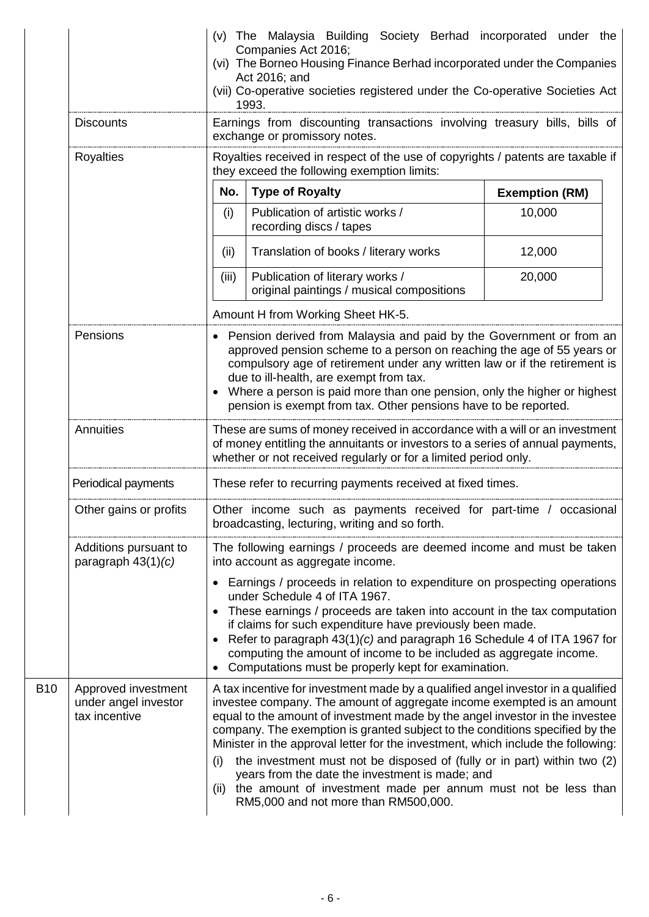| | | |
|---|---|---|
| | | (v) The Malaysia Building Society Berhad incorporated under the Companies Act 2016;<br>(vi) The Borneo Housing Finance Berhad incorporated under the Companies Act 2016; and<br>(vii) Co-operative societies registered under the Co-operative Societies Act 1993. |
| | Discounts | Earnings from discounting transactions involving treasury bills, bills of exchange or promissory notes. |
| | Royalties | Royalties received in respect of the use of copyrights / patents are taxable if they exceed the following exemption limits:<br><br>No. \| Type of Royalty \| Exemption (RM)<br>(i) \| Publication of artistic works / recording discs / tapes \| 10,000<br>(ii) \| Translation of books / literary works \| 12,000<br>(iii) \| Publication of literary works / original paintings / musical compositions \| 20,000<br><br>Amount H from Working Sheet HK-5. |
| | Pensions | • Pension derived from Malaysia and paid by the Government or from an approved pension scheme to a person on reaching the age of 55 years or compulsory age of retirement under any written law or if the retirement is due to ill-health, are exempt from tax.<br>• Where a person is paid more than one pension, only the higher or highest pension is exempt from tax. Other pensions have to be reported. |
| | Annuities | These are sums of money received in accordance with a will or an investment of money entitling the annuitants or investors to a series of annual payments, whether or not received regularly or for a limited period only. |
| | Periodical payments | These refer to recurring payments received at fixed times. |
| | Other gains or profits | Other income such as payments received for part-time / occasional broadcasting, lecturing, writing and so forth. |
| | Additions pursuant to paragraph 43(1)*(c)* | The following earnings / proceeds are deemed income and must be taken into account as aggregate income.<br><br>• Earnings / proceeds in relation to expenditure on prospecting operations under Schedule 4 of ITA 1967.<br>• These earnings / proceeds are taken into account in the tax computation if claims for such expenditure have previously been made.<br>• Refer to paragraph 43(1)*(c)* and paragraph 16 Schedule 4 of ITA 1967 for computing the amount of income to be included as aggregate income.<br>• Computations must be properly kept for examination. |
| B10 | Approved investment under angel investor tax incentive | A tax incentive for investment made by a qualified angel investor in a qualified investee company. The amount of aggregate income exempted is an amount equal to the amount of investment made by the angel investor in the investee company. The exemption is granted subject to the conditions specified by the Minister in the approval letter for the investment, which include the following:<br>(i) the investment must not be disposed of (fully or in part) within two (2) years from the date the investment is made; and<br>(ii) the amount of investment made per annum must not be less than RM5,000 and not more than RM500,000. |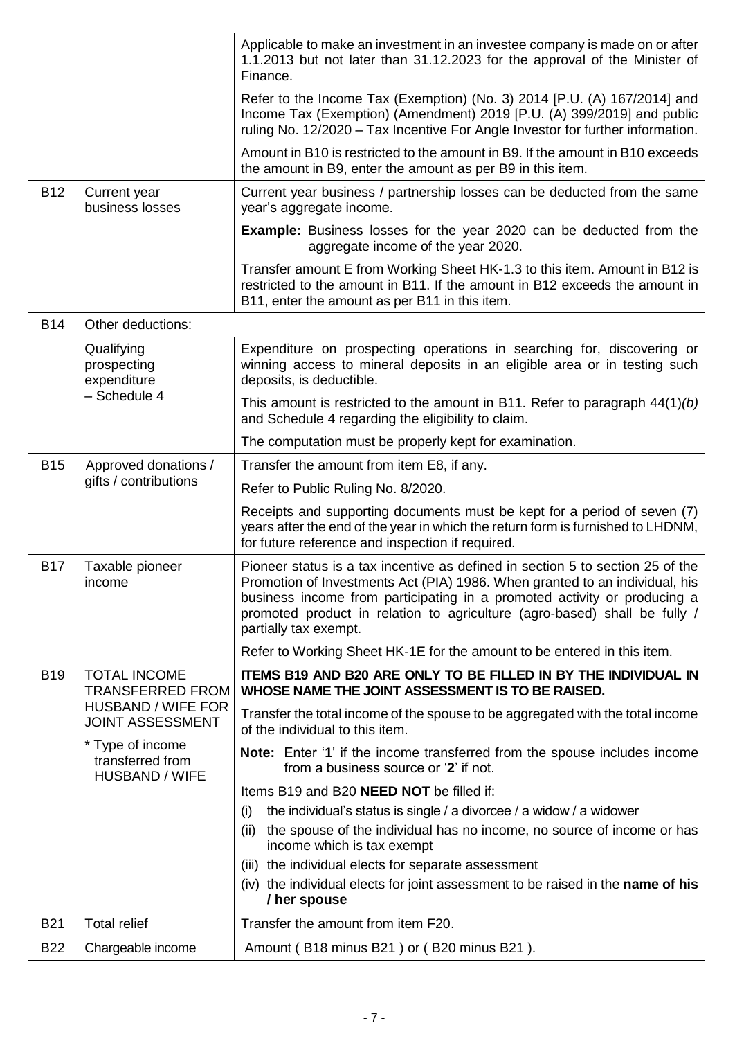| | | |
|---|---|---|
| | | Applicable to make an investment in an investee company is made on or after 1.1.2013 but not later than 31.12.2023 for the approval of the Minister of Finance.<br><br>Refer to the Income Tax (Exemption) (No. 3) 2014 [P.U. (A) 167/2014] and Income Tax (Exemption) (Amendment) 2019 [P.U. (A) 399/2019] and public ruling No. 12/2020 – Tax Incentive For Angle Investor for further information.<br><br>Amount in B10 is restricted to the amount in B9. If the amount in B10 exceeds the amount in B9, enter the amount as per B9 in this item. |
| B12 | Current year business losses | Current year business / partnership losses can be deducted from the same year's aggregate income.<br><br>**Example:** Business losses for the year 2020 can be deducted from the aggregate income of the year 2020.<br><br>Transfer amount E from Working Sheet HK-1.3 to this item. Amount in B12 is restricted to the amount in B11. If the amount in B12 exceeds the amount in B11, enter the amount as per B11 in this item. |
| B14 | Other deductions: | |
| | Qualifying prospecting expenditure – Schedule 4 | Expenditure on prospecting operations in searching for, discovering or winning access to mineral deposits in an eligible area or in testing such deposits, is deductible.<br><br>This amount is restricted to the amount in B11. Refer to paragraph 44(1)*(b)* and Schedule 4 regarding the eligibility to claim.<br><br>The computation must be properly kept for examination. |
| B15 | Approved donations / gifts / contributions | Transfer the amount from item E8, if any.<br><br>Refer to Public Ruling No. 8/2020.<br><br>Receipts and supporting documents must be kept for a period of seven (7) years after the end of the year in which the return form is furnished to LHDNM, for future reference and inspection if required. |
| B17 | Taxable pioneer income | Pioneer status is a tax incentive as defined in section 5 to section 25 of the Promotion of Investments Act (PIA) 1986. When granted to an individual, his business income from participating in a promoted activity or producing a promoted product in relation to agriculture (agro-based) shall be fully / partially tax exempt.<br><br>Refer to Working Sheet HK-1E for the amount to be entered in this item. |
| B19 | TOTAL INCOME TRANSFERRED FROM HUSBAND / WIFE FOR JOINT ASSESSMENT<br><br>* Type of income transferred from HUSBAND / WIFE | **ITEMS B19 AND B20 ARE ONLY TO BE FILLED IN BY THE INDIVIDUAL IN WHOSE NAME THE JOINT ASSESSMENT IS TO BE RAISED.**<br><br>Transfer the total income of the spouse to be aggregated with the total income of the individual to this item.<br><br>**Note:** Enter '**1**' if the income transferred from the spouse includes income from a business source or '**2**' if not.<br><br>Items B19 and B20 **NEED NOT** be filled if:<br>(i) the individual's status is single / a divorcee / a widow / a widower<br>(ii) the spouse of the individual has no income, no source of income or has income which is tax exempt<br>(iii) the individual elects for separate assessment<br>(iv) the individual elects for joint assessment to be raised in the **name of his / her spouse** |
| B21 | Total relief | Transfer the amount from item F20. |
| B22 | Chargeable income | Amount ( B18 minus B21 ) or ( B20 minus B21 ). |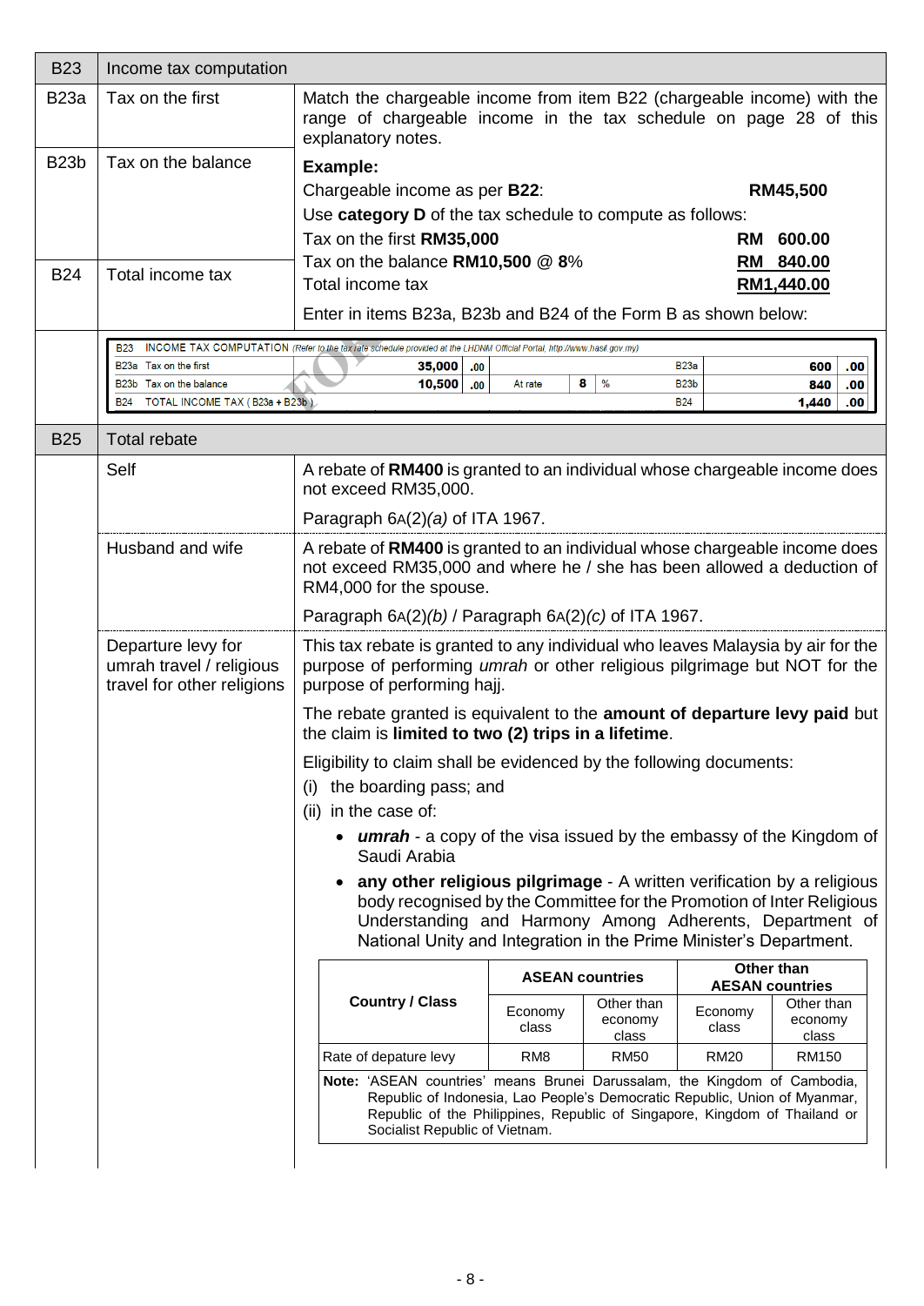| B23 | Income tax computation | |
|---|---|---|
| B23a | Tax on the first | Match the chargeable income from item B22 (chargeable income) with the range of chargeable income in the tax schedule on page 28 of this explanatory notes. |
| B23b | Tax on the balance | **Example:**<br>Chargeable income as per **B22**: **RM45,500**<br>Use **category D** of the tax schedule to compute as follows:<br>Tax on the first **RM35,000** — **RM 600.00**<br>Tax on the balance **RM10,500 @ 8%** — **RM 840.00**<br>Total income tax — **RM1,440.00**<br>Enter in items B23a, B23b and B24 of the Form B as shown below: |
| B24 | Total income tax | |

| B23 | INCOME TAX COMPUTATION (Refer to the tax rate schedule provided at the LHDNM Official Portal, http://www.hasil.gov.my) | | | | | | |
|---|---|---|---|---|---|---|---|
| B23a | Tax on the first | 35,000 .00 | | | B23a | 600 .00 |
| B23b | Tax on the balance | 10,500 .00 | At rate | 8 % | B23b | 840 .00 |
| B24 | TOTAL INCOME TAX ( B23a + B23b ) | | | | B24 | 1,440 .00 |

| B25 | Total rebate | |
|---|---|---|
| | Self | A rebate of **RM400** is granted to an individual whose chargeable income does not exceed RM35,000.<br><br>Paragraph 6A(2)*(a)* of ITA 1967. |
| | Husband and wife | A rebate of **RM400** is granted to an individual whose chargeable income does not exceed RM35,000 and where he / she has been allowed a deduction of RM4,000 for the spouse.<br><br>Paragraph 6A(2)*(b)* / Paragraph 6A(2)*(c)* of ITA 1967. |
| | Departure levy for umrah travel / religious travel for other religions | This tax rebate is granted to any individual who leaves Malaysia by air for the purpose of performing *umrah* or other religious pilgrimage but NOT for the purpose of performing hajj.<br><br>The rebate granted is equivalent to the **amount of departure levy paid** but the claim is **limited to two (2) trips in a lifetime**.<br><br>Eligibility to claim shall be evidenced by the following documents:<br>(i) the boarding pass; and<br>(ii) in the case of:<br>• ***umrah*** - a copy of the visa issued by the embassy of the Kingdom of Saudi Arabia<br>• **any other religious pilgrimage** - A written verification by a religious body recognised by the Committee for the Promotion of Inter Religious Understanding and Harmony Among Adherents, Department of National Unity and Integration in the Prime Minister's Department. |

| Country / Class | ASEAN countries | | Other than AESAN countries | |
|---|---|---|---|---|
| | Economy class | Other than economy class | Economy class | Other than economy class |
| Rate of depature levy | RM8 | RM50 | RM20 | RM150 |

**Note:** 'ASEAN countries' means Brunei Darussalam, the Kingdom of Cambodia, Republic of Indonesia, Lao People's Democratic Republic, Union of Myanmar, Republic of the Philippines, Republic of Singapore, Kingdom of Thailand or Socialist Republic of Vietnam.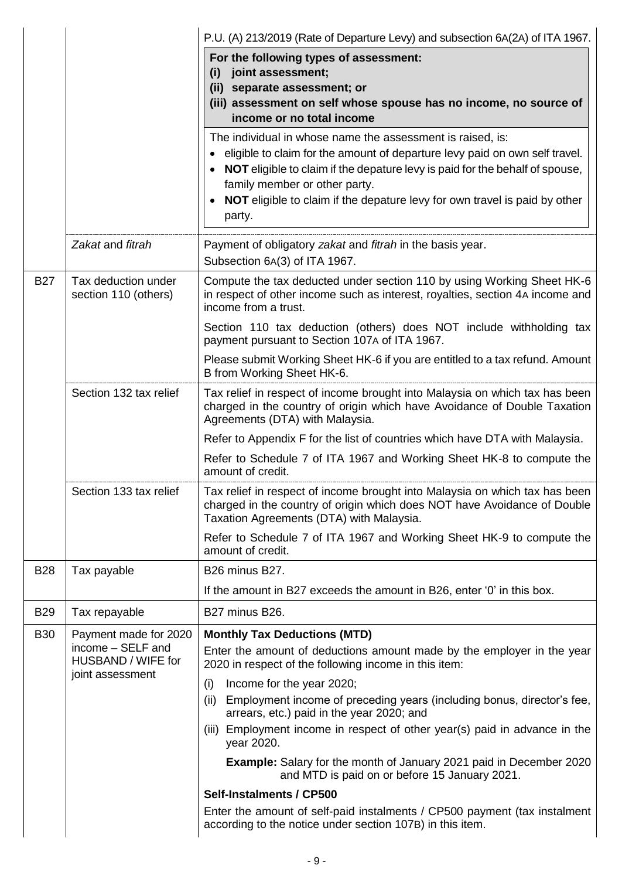| | | |
|---|---|---|
| | | P.U. (A) 213/2019 (Rate of Departure Levy) and subsection 6A(2A) of ITA 1967.<br><br>**For the following types of assessment:**<br>**(i) joint assessment;**<br>**(ii) separate assessment; or**<br>**(iii) assessment on self whose spouse has no income, no source of income or no total income**<br><br>The individual in whose name the assessment is raised, is:<br>• eligible to claim for the amount of departure levy paid on own self travel.<br>• **NOT** eligible to claim if the depature levy is paid for the behalf of spouse, family member or other party.<br>• **NOT** eligible to claim if the depature levy for own travel is paid by other party. |
| | *Zakat* and *fitrah* | Payment of obligatory *zakat* and *fitrah* in the basis year.<br>Subsection 6A(3) of ITA 1967. |
| B27 | Tax deduction under section 110 (others) | Compute the tax deducted under section 110 by using Working Sheet HK-6 in respect of other income such as interest, royalties, section 4A income and income from a trust.<br><br>Section 110 tax deduction (others) does NOT include withholding tax payment pursuant to Section 107A of ITA 1967.<br><br>Please submit Working Sheet HK-6 if you are entitled to a tax refund. Amount B from Working Sheet HK-6. |
| | Section 132 tax relief | Tax relief in respect of income brought into Malaysia on which tax has been charged in the country of origin which have Avoidance of Double Taxation Agreements (DTA) with Malaysia.<br><br>Refer to Appendix F for the list of countries which have DTA with Malaysia.<br><br>Refer to Schedule 7 of ITA 1967 and Working Sheet HK-8 to compute the amount of credit. |
| | Section 133 tax relief | Tax relief in respect of income brought into Malaysia on which tax has been charged in the country of origin which does NOT have Avoidance of Double Taxation Agreements (DTA) with Malaysia.<br><br>Refer to Schedule 7 of ITA 1967 and Working Sheet HK-9 to compute the amount of credit. |
| B28 | Tax payable | B26 minus B27.<br><br>If the amount in B27 exceeds the amount in B26, enter '0' in this box. |
| B29 | Tax repayable | B27 minus B26. |
| B30 | Payment made for 2020 income – SELF and HUSBAND / WIFE for joint assessment | **Monthly Tax Deductions (MTD)**<br>Enter the amount of deductions amount made by the employer in the year 2020 in respect of the following income in this item:<br>(i) Income for the year 2020;<br>(ii) Employment income of preceding years (including bonus, director's fee, arrears, etc.) paid in the year 2020; and<br>(iii) Employment income in respect of other year(s) paid in advance in the year 2020.<br><br>**Example:** Salary for the month of January 2021 paid in December 2020 and MTD is paid on or before 15 January 2021.<br><br>**Self-Instalments / CP500**<br>Enter the amount of self-paid instalments / CP500 payment (tax instalment according to the notice under section 107B) in this item. |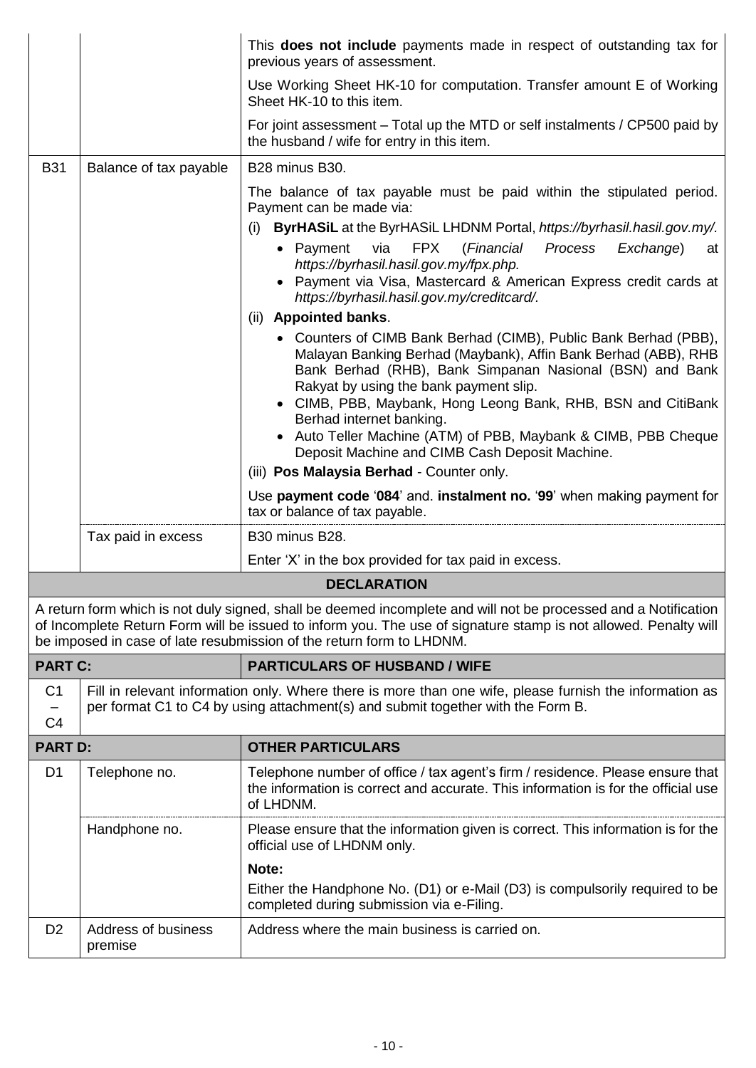| | | |
|---|---|---|
| | | This **does not include** payments made in respect of outstanding tax for previous years of assessment.<br><br>Use Working Sheet HK-10 for computation. Transfer amount E of Working Sheet HK-10 to this item.<br><br>For joint assessment – Total up the MTD or self instalments / CP500 paid by the husband / wife for entry in this item. |
| B31 | Balance of tax payable | B28 minus B30.<br><br>The balance of tax payable must be paid within the stipulated period. Payment can be made via:<br>(i) **ByrHASiL** at the ByrHASiL LHDNM Portal, *https://byrhasil.hasil.gov.my/*.<br>• Payment via FPX (*Financial Process Exchange*) at *https://byrhasil.hasil.gov.my/fpx.php.*<br>• Payment via Visa, Mastercard & American Express credit cards at *https://byrhasil.hasil.gov.my/creditcard/.*<br>(ii) **Appointed banks**.<br>• Counters of CIMB Bank Berhad (CIMB), Public Bank Berhad (PBB), Malayan Banking Berhad (Maybank), Affin Bank Berhad (ABB), RHB Bank Berhad (RHB), Bank Simpanan Nasional (BSN) and Bank Rakyat by using the bank payment slip.<br>• CIMB, PBB, Maybank, Hong Leong Bank, RHB, BSN and CitiBank Berhad internet banking.<br>• Auto Teller Machine (ATM) of PBB, Maybank & CIMB, PBB Cheque Deposit Machine and CIMB Cash Deposit Machine.<br>(iii) **Pos Malaysia Berhad** - Counter only.<br><br>Use **payment code** '**084**' and. **instalment no.** '**99**' when making payment for tax or balance of tax payable. |
| | Tax paid in excess | B30 minus B28.<br><br>Enter 'X' in the box provided for tax paid in excess. |

**DECLARATION**

A return form which is not duly signed, shall be deemed incomplete and will not be processed and a Notification of Incomplete Return Form will be issued to inform you. The use of signature stamp is not allowed. Penalty will be imposed in case of late resubmission of the return form to LHDNM.

| **PART C:** | | **PARTICULARS OF HUSBAND / WIFE** |
|---|---|---|
| C1 – C4 | Fill in relevant information only. Where there is more than one wife, please furnish the information as per format C1 to C4 by using attachment(s) and submit together with the Form B. | |

| **PART D:** | | **OTHER PARTICULARS** |
|---|---|---|
| D1 | Telephone no. | Telephone number of office / tax agent's firm / residence. Please ensure that the information is correct and accurate. This information is for the official use of LHDNM. |
| | Handphone no. | Please ensure that the information given is correct. This information is for the official use of LHDNM only.<br><br>**Note:**<br>Either the Handphone No. (D1) or e-Mail (D3) is compulsorily required to be completed during submission via e-Filing. |
| D2 | Address of business premise | Address where the main business is carried on. |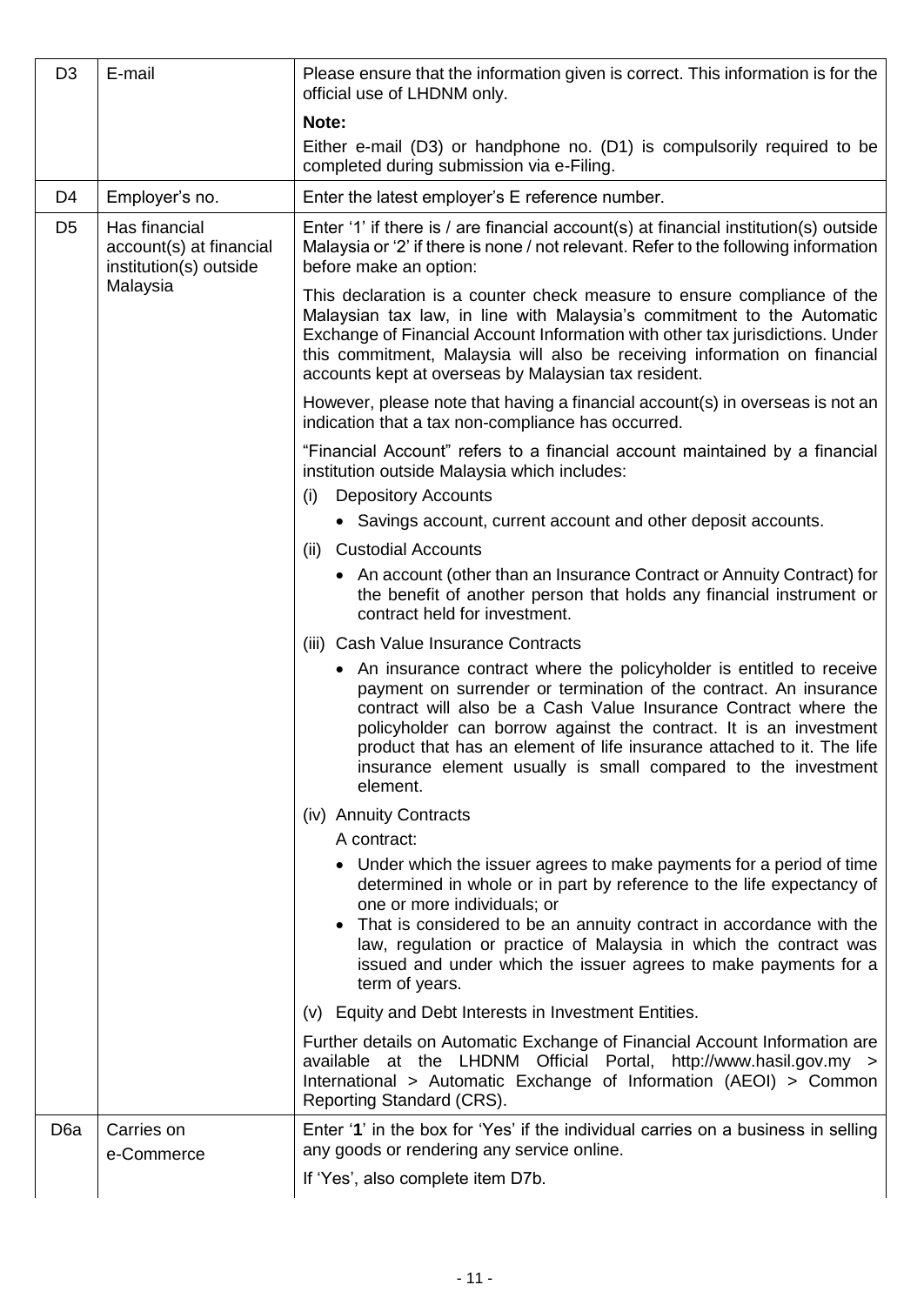| | | |
|---|---|---|
| D3 | E-mail | Please ensure that the information given is correct. This information is for the official use of LHDNM only.<br><br>**Note:**<br><br>Either e-mail (D3) or handphone no. (D1) is compulsorily required to be completed during submission via e-Filing. |
| D4 | Employer's no. | Enter the latest employer's E reference number. |
| D5 | Has financial account(s) at financial institution(s) outside Malaysia | Enter '1' if there is / are financial account(s) at financial institution(s) outside Malaysia or '2' if there is none / not relevant. Refer to the following information before make an option:<br><br>This declaration is a counter check measure to ensure compliance of the Malaysian tax law, in line with Malaysia's commitment to the Automatic Exchange of Financial Account Information with other tax jurisdictions. Under this commitment, Malaysia will also be receiving information on financial accounts kept at overseas by Malaysian tax resident.<br><br>However, please note that having a financial account(s) in overseas is not an indication that a tax non-compliance has occurred.<br><br>"Financial Account" refers to a financial account maintained by a financial institution outside Malaysia which includes:<br><br>(i) Depository Accounts<br>• Savings account, current account and other deposit accounts.<br><br>(ii) Custodial Accounts<br>• An account (other than an Insurance Contract or Annuity Contract) for the benefit of another person that holds any financial instrument or contract held for investment.<br><br>(iii) Cash Value Insurance Contracts<br>• An insurance contract where the policyholder is entitled to receive payment on surrender or termination of the contract. An insurance contract will also be a Cash Value Insurance Contract where the policyholder can borrow against the contract. It is an investment product that has an element of life insurance attached to it. The life insurance element usually is small compared to the investment element.<br><br>(iv) Annuity Contracts<br>A contract:<br>• Under which the issuer agrees to make payments for a period of time determined in whole or in part by reference to the life expectancy of one or more individuals; or<br>• That is considered to be an annuity contract in accordance with the law, regulation or practice of Malaysia in which the contract was issued and under which the issuer agrees to make payments for a term of years.<br><br>(v) Equity and Debt Interests in Investment Entities.<br><br>Further details on Automatic Exchange of Financial Account Information are available at the LHDNM Official Portal, http://www.hasil.gov.my > International > Automatic Exchange of Information (AEOI) > Common Reporting Standard (CRS). |
| D6a | Carries on e-Commerce | Enter '**1**' in the box for 'Yes' if the individual carries on a business in selling any goods or rendering any service online.<br><br>If 'Yes', also complete item D7b. |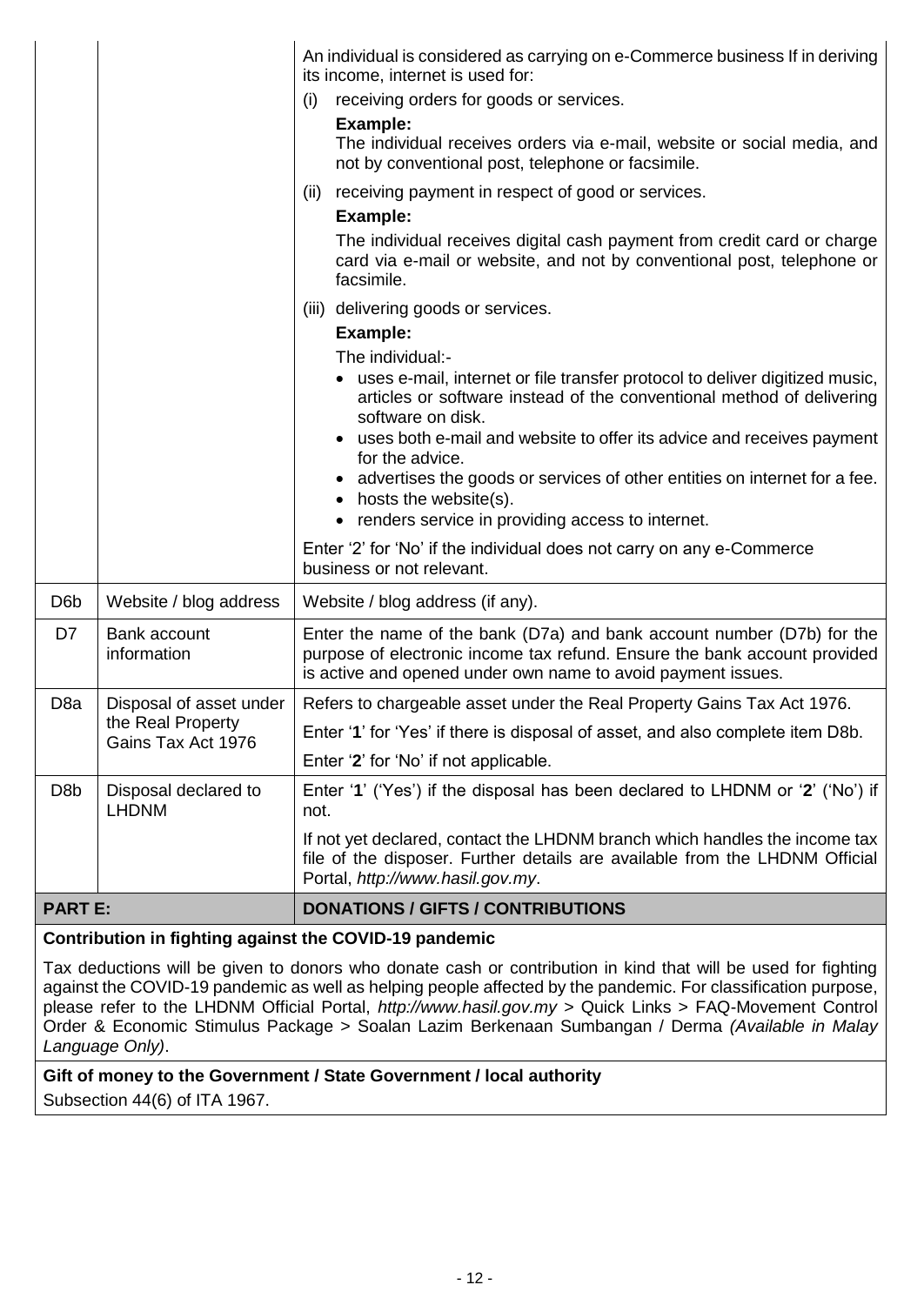| | | |
|---|---|---|
| | | An individual is considered as carrying on e-Commerce business If in deriving its income, internet is used for:<br>(i) receiving orders for goods or services.<br>**Example:**<br>The individual receives orders via e-mail, website or social media, and not by conventional post, telephone or facsimile.<br>(ii) receiving payment in respect of good or services.<br>**Example:**<br>The individual receives digital cash payment from credit card or charge card via e-mail or website, and not by conventional post, telephone or facsimile.<br>(iii) delivering goods or services.<br>**Example:**<br>The individual:-<br>• uses e-mail, internet or file transfer protocol to deliver digitized music, articles or software instead of the conventional method of delivering software on disk.<br>• uses both e-mail and website to offer its advice and receives payment for the advice.<br>• advertises the goods or services of other entities on internet for a fee.<br>• hosts the website(s).<br>• renders service in providing access to internet.<br>Enter '2' for 'No' if the individual does not carry on any e-Commerce business or not relevant. |
| D6b | Website / blog address | Website / blog address (if any). |
| D7 | Bank account information | Enter the name of the bank (D7a) and bank account number (D7b) for the purpose of electronic income tax refund. Ensure the bank account provided is active and opened under own name to avoid payment issues. |
| D8a | Disposal of asset under the Real Property Gains Tax Act 1976 | Refers to chargeable asset under the Real Property Gains Tax Act 1976.<br>Enter '**1**' for 'Yes' if there is disposal of asset, and also complete item D8b.<br>Enter '**2**' for 'No' if not applicable. |
| D8b | Disposal declared to LHDNM | Enter '**1**' ('Yes') if the disposal has been declared to LHDNM or '**2**' ('No') if not.<br>If not yet declared, contact the LHDNM branch which handles the income tax file of the disposer. Further details are available from the LHDNM Official Portal, *http://www.hasil.gov.my*. |

## PART E: DONATIONS / GIFTS / CONTRIBUTIONS

**Contribution in fighting against the COVID-19 pandemic**

Tax deductions will be given to donors who donate cash or contribution in kind that will be used for fighting against the COVID-19 pandemic as well as helping people affected by the pandemic. For classification purpose, please refer to the LHDNM Official Portal, *http://www.hasil.gov.my* > Quick Links > FAQ-Movement Control Order & Economic Stimulus Package > Soalan Lazim Berkenaan Sumbangan / Derma *(Available in Malay Language Only)*.

**Gift of money to the Government / State Government / local authority**

Subsection 44(6) of ITA 1967.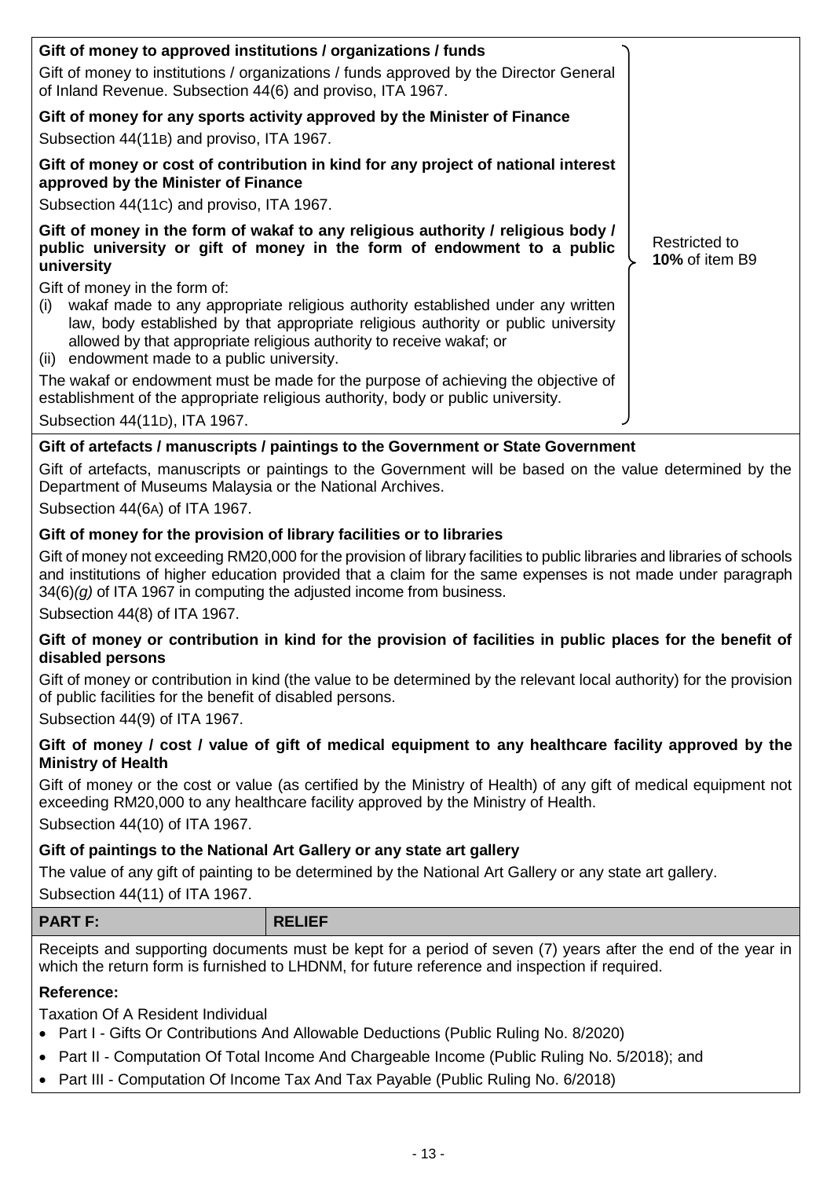| | |
|---|---|
| **Gift of money to approved institutions / organizations / funds**<br>Gift of money to institutions / organizations / funds approved by the Director General of Inland Revenue. Subsection 44(6) and proviso, ITA 1967.<br><br>**Gift of money for any sports activity approved by the Minister of Finance**<br>Subsection 44(11B) and proviso, ITA 1967.<br><br>**Gift of money or cost of contribution in kind for any project of national interest approved by the Minister of Finance**<br>Subsection 44(11C) and proviso, ITA 1967.<br><br>**Gift of money in the form of wakaf to any religious authority / religious body / public university or gift of money in the form of endowment to a public university**<br>Gift of money in the form of:<br>(i) wakaf made to any appropriate religious authority established under any written law, body established by that appropriate religious authority or public university allowed by that appropriate religious authority to receive wakaf; or<br>(ii) endowment made to a public university.<br>The wakaf or endowment must be made for the purpose of achieving the objective of establishment of the appropriate religious authority, body or public university.<br>Subsection 44(11D), ITA 1967. | Restricted to **10%** of item B9 |

**Gift of artefacts / manuscripts / paintings to the Government or State Government**

Gift of artefacts, manuscripts or paintings to the Government will be based on the value determined by the Department of Museums Malaysia or the National Archives.

Subsection 44(6A) of ITA 1967.

**Gift of money for the provision of library facilities or to libraries**

Gift of money not exceeding RM20,000 for the provision of library facilities to public libraries and libraries of schools and institutions of higher education provided that a claim for the same expenses is not made under paragraph 34(6)*(g)* of ITA 1967 in computing the adjusted income from business.

Subsection 44(8) of ITA 1967.

**Gift of money or contribution in kind for the provision of facilities in public places for the benefit of disabled persons**

Gift of money or contribution in kind (the value to be determined by the relevant local authority) for the provision of public facilities for the benefit of disabled persons.

Subsection 44(9) of ITA 1967.

**Gift of money / cost / value of gift of medical equipment to any healthcare facility approved by the Ministry of Health**

Gift of money or the cost or value (as certified by the Ministry of Health) of any gift of medical equipment not exceeding RM20,000 to any healthcare facility approved by the Ministry of Health.

Subsection 44(10) of ITA 1967.

**Gift of paintings to the National Art Gallery or any state art gallery**

The value of any gift of painting to be determined by the National Art Gallery or any state art gallery.

Subsection 44(11) of ITA 1967.

| **PART F:** | **RELIEF** |
|---|---|

Receipts and supporting documents must be kept for a period of seven (7) years after the end of the year in which the return form is furnished to LHDNM, for future reference and inspection if required.

**Reference:**

Taxation Of A Resident Individual

- Part I - Gifts Or Contributions And Allowable Deductions (Public Ruling No. 8/2020)
- Part II - Computation Of Total Income And Chargeable Income (Public Ruling No. 5/2018); and
- Part III - Computation Of Income Tax And Tax Payable (Public Ruling No. 6/2018)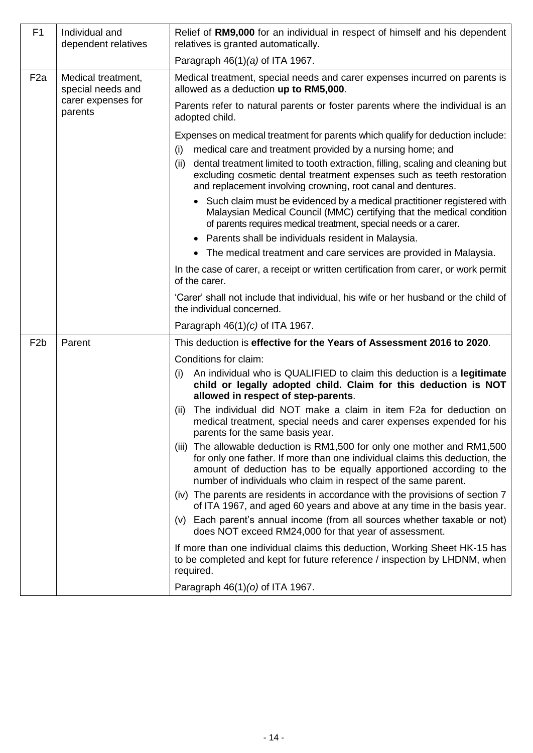| | | |
|---|---|---|
| F1 | Individual and dependent relatives | Relief of **RM9,000** for an individual in respect of himself and his dependent relatives is granted automatically.<br><br>Paragraph 46(1)*(a)* of ITA 1967. |
| F2a | Medical treatment, special needs and carer expenses for parents | Medical treatment, special needs and carer expenses incurred on parents is allowed as a deduction **up to RM5,000**.<br><br>Parents refer to natural parents or foster parents where the individual is an adopted child.<br><br>Expenses on medical treatment for parents which qualify for deduction include:<br>(i) medical care and treatment provided by a nursing home; and<br>(ii) dental treatment limited to tooth extraction, filling, scaling and cleaning but excluding cosmetic dental treatment expenses such as teeth restoration and replacement involving crowning, root canal and dentures.<br>• Such claim must be evidenced by a medical practitioner registered with Malaysian Medical Council (MMC) certifying that the medical condition of parents requires medical treatment, special needs or a carer.<br>• Parents shall be individuals resident in Malaysia.<br>• The medical treatment and care services are provided in Malaysia.<br><br>In the case of carer, a receipt or written certification from carer, or work permit of the carer.<br><br>'Carer' shall not include that individual, his wife or her husband or the child of the individual concerned.<br><br>Paragraph 46(1)*(c)* of ITA 1967. |
| F2b | Parent | This deduction is **effective for the Years of Assessment 2016 to 2020**.<br><br>Conditions for claim:<br>(i) An individual who is QUALIFIED to claim this deduction is a **legitimate child or legally adopted child. Claim for this deduction is NOT allowed in respect of step-parents**.<br>(ii) The individual did NOT make a claim in item F2a for deduction on medical treatment, special needs and carer expenses expended for his parents for the same basis year.<br>(iii) The allowable deduction is RM1,500 for only one mother and RM1,500 for only one father. If more than one individual claims this deduction, the amount of deduction has to be equally apportioned according to the number of individuals who claim in respect of the same parent.<br>(iv) The parents are residents in accordance with the provisions of section 7 of ITA 1967, and aged 60 years and above at any time in the basis year.<br>(v) Each parent's annual income (from all sources whether taxable or not) does NOT exceed RM24,000 for that year of assessment.<br><br>If more than one individual claims this deduction, Working Sheet HK-15 has to be completed and kept for future reference / inspection by LHDNM, when required.<br><br>Paragraph 46(1)*(o)* of ITA 1967. |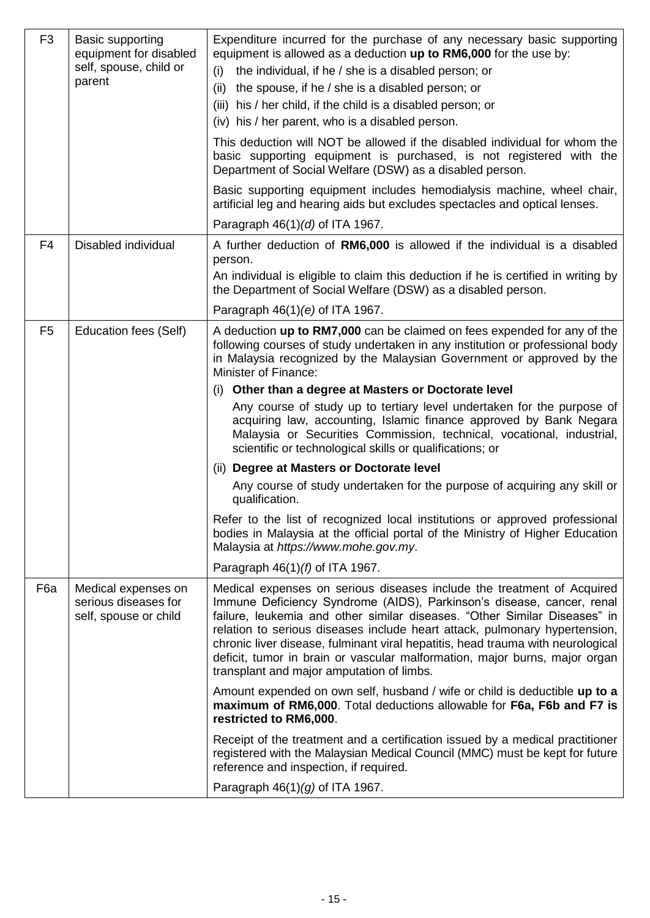| | | |
|---|---|---|
| F3 | Basic supporting equipment for disabled self, spouse, child or parent | Expenditure incurred for the purchase of any necessary basic supporting equipment is allowed as a deduction **up to RM6,000** for the use by:<br>(i) the individual, if he / she is a disabled person; or<br>(ii) the spouse, if he / she is a disabled person; or<br>(iii) his / her child, if the child is a disabled person; or<br>(iv) his / her parent, who is a disabled person.<br><br>This deduction will NOT be allowed if the disabled individual for whom the basic supporting equipment is purchased, is not registered with the Department of Social Welfare (DSW) as a disabled person.<br><br>Basic supporting equipment includes hemodialysis machine, wheel chair, artificial leg and hearing aids but excludes spectacles and optical lenses.<br><br>Paragraph 46(1)*(d)* of ITA 1967. |
| F4 | Disabled individual | A further deduction of **RM6,000** is allowed if the individual is a disabled person.<br>An individual is eligible to claim this deduction if he is certified in writing by the Department of Social Welfare (DSW) as a disabled person.<br><br>Paragraph 46(1)*(e)* of ITA 1967. |
| F5 | Education fees (Self) | A deduction **up to RM7,000** can be claimed on fees expended for any of the following courses of study undertaken in any institution or professional body in Malaysia recognized by the Malaysian Government or approved by the Minister of Finance:<br>(i) **Other than a degree at Masters or Doctorate level**<br>Any course of study up to tertiary level undertaken for the purpose of acquiring law, accounting, Islamic finance approved by Bank Negara Malaysia or Securities Commission, technical, vocational, industrial, scientific or technological skills or qualifications; or<br>(ii) **Degree at Masters or Doctorate level**<br>Any course of study undertaken for the purpose of acquiring any skill or qualification.<br><br>Refer to the list of recognized local institutions or approved professional bodies in Malaysia at the official portal of the Ministry of Higher Education Malaysia at *https://www.mohe.gov.my*.<br><br>Paragraph 46(1)*(f)* of ITA 1967. |
| F6a | Medical expenses on serious diseases for self, spouse or child | Medical expenses on serious diseases include the treatment of Acquired Immune Deficiency Syndrome (AIDS), Parkinson's disease, cancer, renal failure, leukemia and other similar diseases. "Other Similar Diseases" in relation to serious diseases include heart attack, pulmonary hypertension, chronic liver disease, fulminant viral hepatitis, head trauma with neurological deficit, tumor in brain or vascular malformation, major burns, major organ transplant and major amputation of limbs.<br><br>Amount expended on own self, husband / wife or child is deductible **up to a maximum of RM6,000**. Total deductions allowable for **F6a, F6b and F7 is restricted to RM6,000**.<br><br>Receipt of the treatment and a certification issued by a medical practitioner registered with the Malaysian Medical Council (MMC) must be kept for future reference and inspection, if required.<br><br>Paragraph 46(1)*(g)* of ITA 1967. |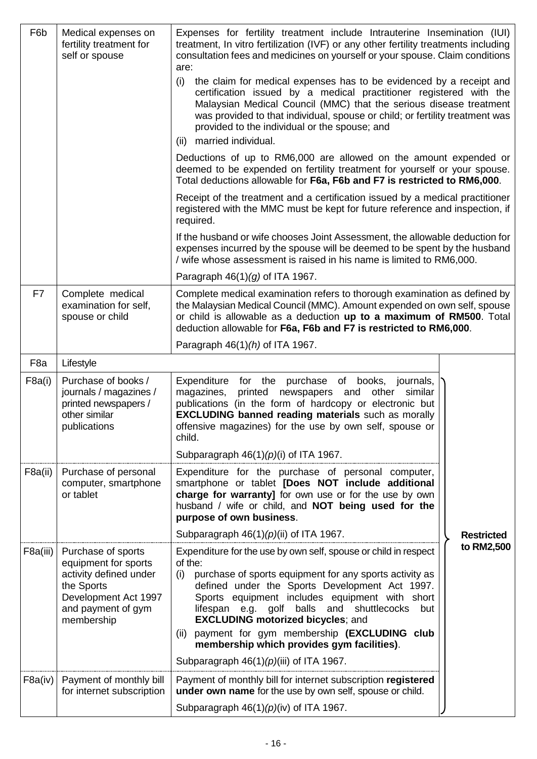| | | | |
|---|---|---|---|
| F6b | Medical expenses on fertility treatment for self or spouse | Expenses for fertility treatment include Intrauterine Insemination (IUI) treatment, In vitro fertilization (IVF) or any other fertility treatments including consultation fees and medicines on yourself or your spouse. Claim conditions are:<br>(i) the claim for medical expenses has to be evidenced by a receipt and certification issued by a medical practitioner registered with the Malaysian Medical Council (MMC) that the serious disease treatment was provided to that individual, spouse or child; or fertility treatment was provided to the individual or the spouse; and<br>(ii) married individual.<br><br>Deductions of up to RM6,000 are allowed on the amount expended or deemed to be expended on fertility treatment for yourself or your spouse. Total deductions allowable for **F6a, F6b and F7 is restricted to RM6,000**.<br><br>Receipt of the treatment and a certification issued by a medical practitioner registered with the MMC must be kept for future reference and inspection, if required.<br><br>If the husband or wife chooses Joint Assessment, the allowable deduction for expenses incurred by the spouse will be deemed to be spent by the husband / wife whose assessment is raised in his name is limited to RM6,000.<br><br>Paragraph 46(1)*(g)* of ITA 1967. | |
| F7 | Complete medical examination for self, spouse or child | Complete medical examination refers to thorough examination as defined by the Malaysian Medical Council (MMC). Amount expended on own self, spouse or child is allowable as a deduction **up to a maximum of RM500**. Total deduction allowable for **F6a, F6b and F7 is restricted to RM6,000**.<br><br>Paragraph 46(1)*(h)* of ITA 1967. | |
| F8a | Lifestyle | | |
| F8a(i) | Purchase of books / journals / magazines / printed newspapers / other similar publications | Expenditure for the purchase of books, journals, magazines, printed newspapers and other similar publications (in the form of hardcopy or electronic but **EXCLUDING banned reading materials** such as morally offensive magazines) for the use by own self, spouse or child.<br><br>Subparagraph 46(1)*(p)*(i) of ITA 1967. | **Restricted to RM2,500** |
| F8a(ii) | Purchase of personal computer, smartphone or tablet | Expenditure for the purchase of personal computer, smartphone or tablet **[Does NOT include additional charge for warranty]** for own use or for the use by own husband / wife or child, and **NOT being used for the purpose of own business**.<br><br>Subparagraph 46(1)*(p)*(ii) of ITA 1967. | |
| F8a(iii) | Purchase of sports equipment for sports activity defined under the Sports Development Act 1997 and payment of gym membership | Expenditure for the use by own self, spouse or child in respect of the:<br>(i) purchase of sports equipment for any sports activity as defined under the Sports Development Act 1997. Sports equipment includes equipment with short lifespan e.g. golf balls and shuttlecocks but **EXCLUDING motorized bicycles**; and<br>(ii) payment for gym membership **(EXCLUDING club membership which provides gym facilities)**.<br><br>Subparagraph 46(1)*(p)*(iii) of ITA 1967. | |
| F8a(iv) | Payment of monthly bill for internet subscription | Payment of monthly bill for internet subscription **registered under own name** for the use by own self, spouse or child.<br><br>Subparagraph 46(1)*(p)*(iv) of ITA 1967. | |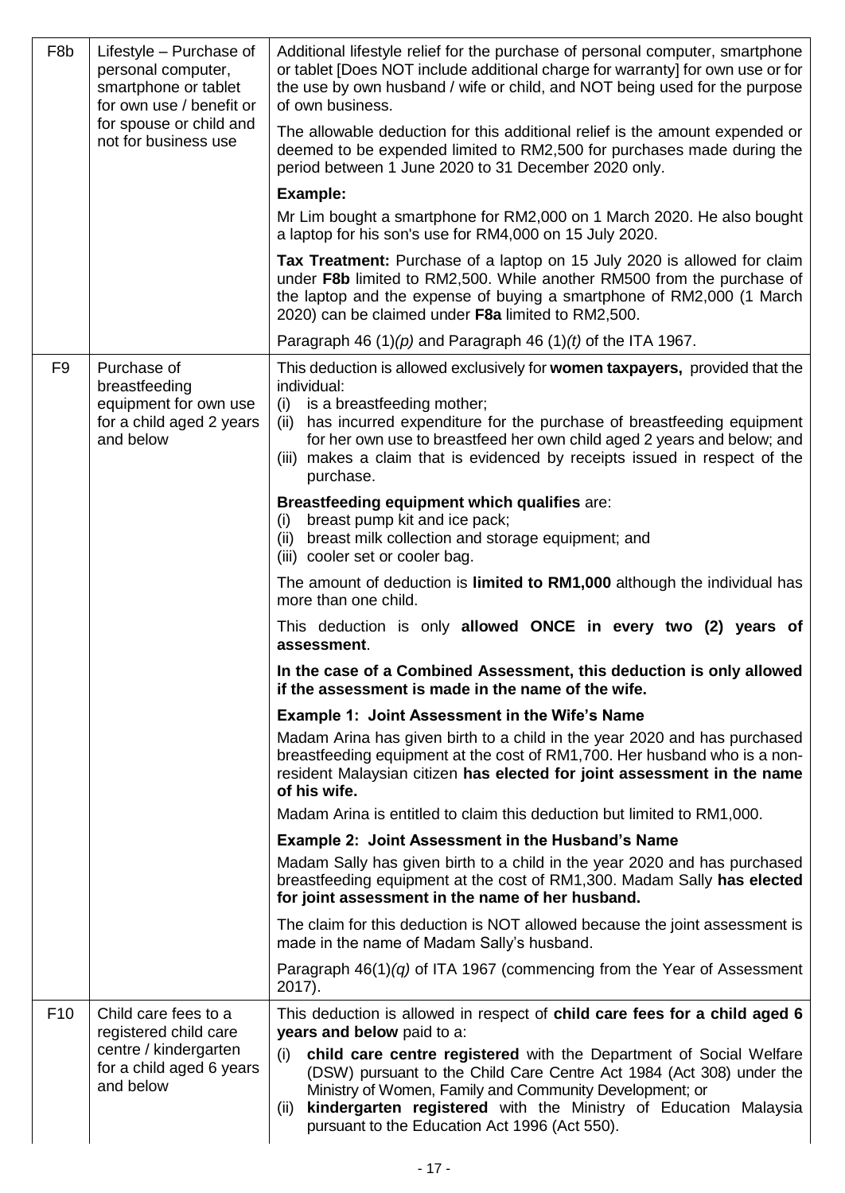| | | |
|---|---|---|
| F8b | Lifestyle – Purchase of personal computer, smartphone or tablet for own use / benefit or for spouse or child and not for business use | Additional lifestyle relief for the purchase of personal computer, smartphone or tablet [Does NOT include additional charge for warranty] for own use or for the use by own husband / wife or child, and NOT being used for the purpose of own business.<br><br>The allowable deduction for this additional relief is the amount expended or deemed to be expended limited to RM2,500 for purchases made during the period between 1 June 2020 to 31 December 2020 only.<br><br>**Example:**<br><br>Mr Lim bought a smartphone for RM2,000 on 1 March 2020. He also bought a laptop for his son's use for RM4,000 on 15 July 2020.<br><br>**Tax Treatment:** Purchase of a laptop on 15 July 2020 is allowed for claim under **F8b** limited to RM2,500. While another RM500 from the purchase of the laptop and the expense of buying a smartphone of RM2,000 (1 March 2020) can be claimed under **F8a** limited to RM2,500.<br><br>Paragraph 46 (1)*(p)* and Paragraph 46 (1)*(t)* of the ITA 1967. |
| F9 | Purchase of breastfeeding equipment for own use for a child aged 2 years and below | This deduction is allowed exclusively for **women taxpayers,** provided that the individual:<br>(i) is a breastfeeding mother;<br>(ii) has incurred expenditure for the purchase of breastfeeding equipment for her own use to breastfeed her own child aged 2 years and below; and<br>(iii) makes a claim that is evidenced by receipts issued in respect of the purchase.<br><br>**Breastfeeding equipment which qualifies** are:<br>(i) breast pump kit and ice pack;<br>(ii) breast milk collection and storage equipment; and<br>(iii) cooler set or cooler bag.<br><br>The amount of deduction is **limited to RM1,000** although the individual has more than one child.<br><br>This deduction is only **allowed ONCE in every two (2) years of assessment**.<br><br>**In the case of a Combined Assessment, this deduction is only allowed if the assessment is made in the name of the wife.**<br><br>**Example 1: Joint Assessment in the Wife's Name**<br><br>Madam Arina has given birth to a child in the year 2020 and has purchased breastfeeding equipment at the cost of RM1,700. Her husband who is a non-resident Malaysian citizen **has elected for joint assessment in the name of his wife.**<br><br>Madam Arina is entitled to claim this deduction but limited to RM1,000.<br><br>**Example 2: Joint Assessment in the Husband's Name**<br><br>Madam Sally has given birth to a child in the year 2020 and has purchased breastfeeding equipment at the cost of RM1,300. Madam Sally **has elected for joint assessment in the name of her husband.**<br><br>The claim for this deduction is NOT allowed because the joint assessment is made in the name of Madam Sally's husband.<br><br>Paragraph 46(1)*(q)* of ITA 1967 (commencing from the Year of Assessment 2017). |
| F10 | Child care fees to a registered child care centre / kindergarten for a child aged 6 years and below | This deduction is allowed in respect of **child care fees for a child aged 6 years and below** paid to a:<br>(i) **child care centre registered** with the Department of Social Welfare (DSW) pursuant to the Child Care Centre Act 1984 (Act 308) under the Ministry of Women, Family and Community Development; or<br>(ii) **kindergarten registered** with the Ministry of Education Malaysia pursuant to the Education Act 1996 (Act 550). |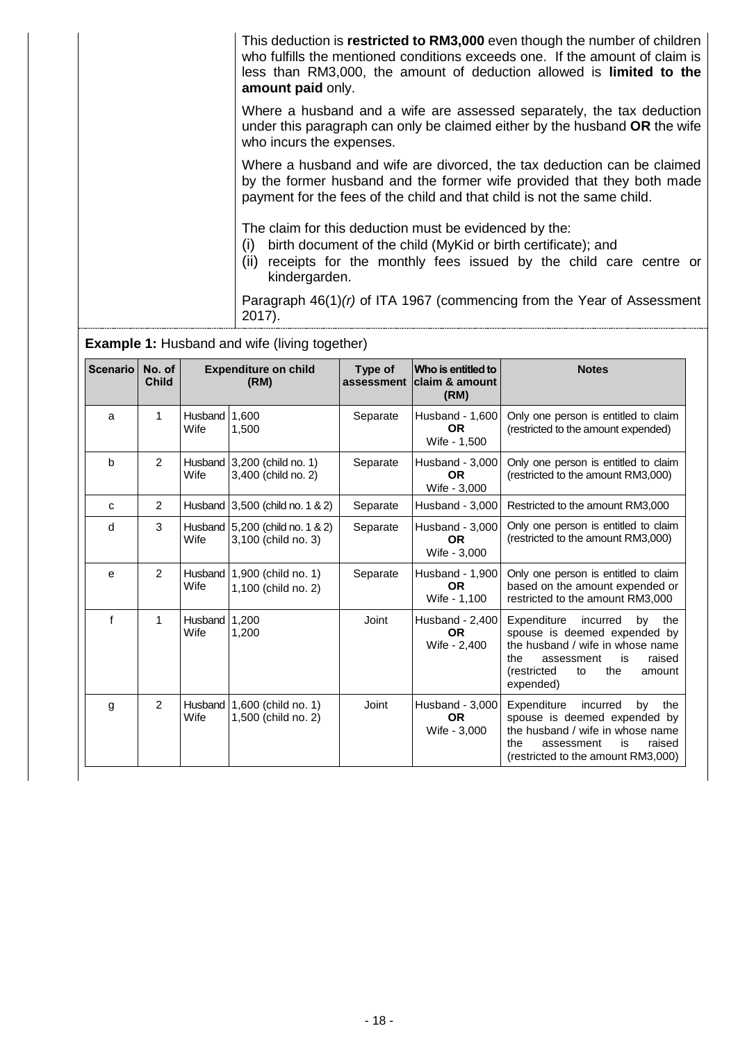This deduction is **restricted to RM3,000** even though the number of children who fulfills the mentioned conditions exceeds one. If the amount of claim is less than RM3,000, the amount of deduction allowed is **limited to the amount paid** only.

Where a husband and a wife are assessed separately, the tax deduction under this paragraph can only be claimed either by the husband **OR** the wife who incurs the expenses.

Where a husband and wife are divorced, the tax deduction can be claimed by the former husband and the former wife provided that they both made payment for the fees of the child and that child is not the same child.

The claim for this deduction must be evidenced by the:

(i) birth document of the child (MyKid or birth certificate); and
(ii) receipts for the monthly fees issued by the child care centre or kindergarden.

Paragraph 46(1)*(r)* of ITA 1967 (commencing from the Year of Assessment 2017).

**Example 1:** Husband and wife (living together)

| Scenario | No. of Child | Expenditure on child (RM) | | Type of assessment | Who is entitled to claim & amount (RM) | Notes |
|---|---|---|---|---|---|---|
| a | 1 | Husband<br>Wife | 1,600<br>1,500 | Separate | Husband - 1,600<br>**OR**<br>Wife - 1,500 | Only one person is entitled to claim (restricted to the amount expended) |
| b | 2 | Husband<br>Wife | 3,200 (child no. 1)<br>3,400 (child no. 2) | Separate | Husband - 3,000<br>**OR**<br>Wife - 3,000 | Only one person is entitled to claim (restricted to the amount RM3,000) |
| c | 2 | Husband | 3,500 (child no. 1 & 2) | Separate | Husband - 3,000 | Restricted to the amount RM3,000 |
| d | 3 | Husband<br>Wife | 5,200 (child no. 1 & 2)<br>3,100 (child no. 3) | Separate | Husband - 3,000<br>**OR**<br>Wife - 3,000 | Only one person is entitled to claim (restricted to the amount RM3,000) |
| e | 2 | Husband<br>Wife | 1,900 (child no. 1)<br>1,100 (child no. 2) | Separate | Husband - 1,900<br>**OR**<br>Wife - 1,100 | Only one person is entitled to claim based on the amount expended or restricted to the amount RM3,000 |
| f | 1 | Husband<br>Wife | 1,200<br>1,200 | Joint | Husband - 2,400<br>**OR**<br>Wife - 2,400 | Expenditure incurred by the spouse is deemed expended by the husband / wife in whose name the assessment is raised (restricted to the amount expended) |
| g | 2 | Husband<br>Wife | 1,600 (child no. 1)<br>1,500 (child no. 2) | Joint | Husband - 3,000<br>**OR**<br>Wife - 3,000 | Expenditure incurred by the spouse is deemed expended by the husband / wife in whose name the assessment is raised (restricted to the amount RM3,000) |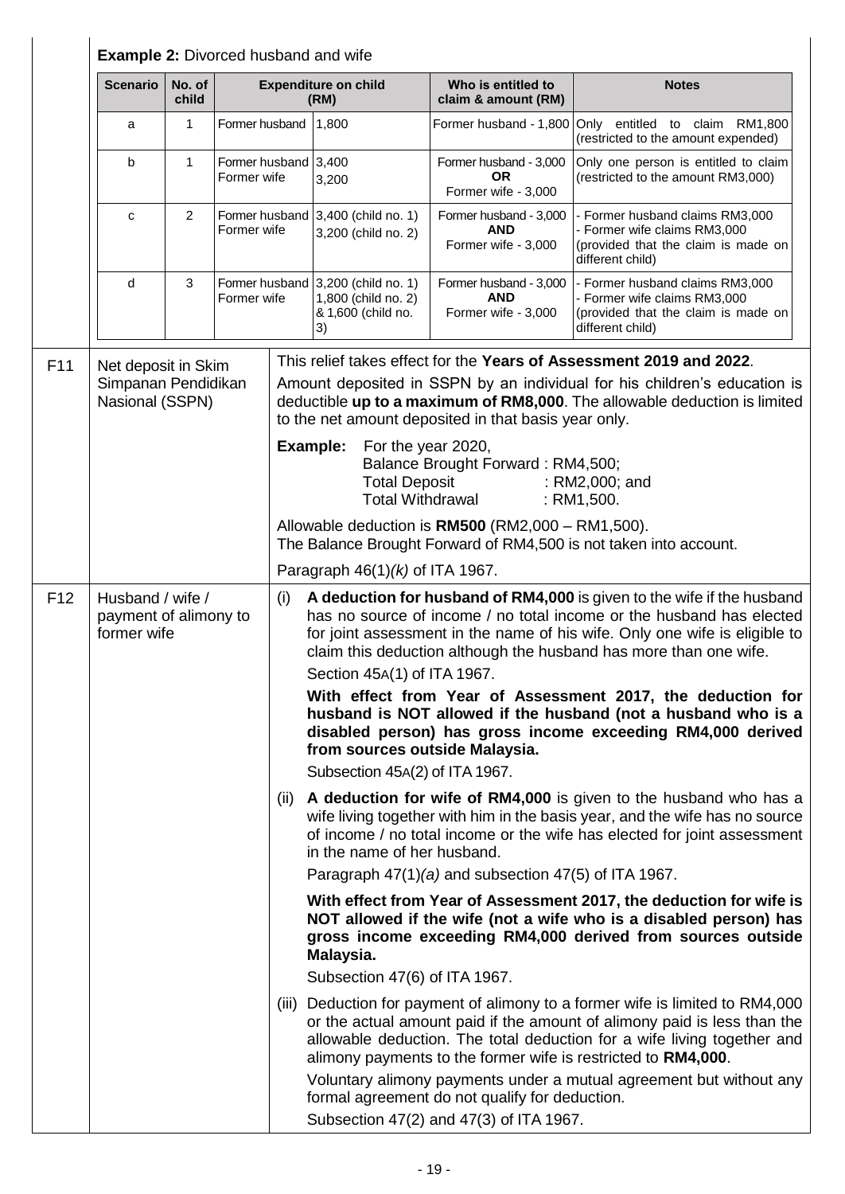**Example 2:** Divorced husband and wife

| Scenario | No. of child | Expenditure on child (RM) | | Who is entitled to claim & amount (RM) | Notes |
|---|---|---|---|---|---|
| a | 1 | Former husband | 1,800 | Former husband - 1,800 | Only entitled to claim RM1,800 (restricted to the amount expended) |
| b | 1 | Former husband<br>Former wife | 3,400<br>3,200 | Former husband - 3,000<br>**OR**<br>Former wife - 3,000 | Only one person is entitled to claim (restricted to the amount RM3,000) |
| c | 2 | Former husband<br>Former wife | 3,400 (child no. 1)<br>3,200 (child no. 2) | Former husband - 3,000<br>**AND**<br>Former wife - 3,000 | - Former husband claims RM3,000<br>- Former wife claims RM3,000<br>(provided that the claim is made on different child) |
| d | 3 | Former husband<br>Former wife | 3,200 (child no. 1)<br>1,800 (child no. 2)<br>& 1,600 (child no. 3) | Former husband - 3,000<br>**AND**<br>Former wife - 3,000 | - Former husband claims RM3,000<br>- Former wife claims RM3,000<br>(provided that the claim is made on different child) |

| | | |
|---|---|---|
| F11 | Net deposit in Skim Simpanan Pendidikan Nasional (SSPN) | This relief takes effect for the **Years of Assessment 2019 and 2022**.<br><br>Amount deposited in SSPN by an individual for his children's education is deductible **up to a maximum of RM8,000**. The allowable deduction is limited to the net amount deposited in that basis year only.<br><br>**Example:** For the year 2020,<br>Balance Brought Forward : RM4,500;<br>Total Deposit : RM2,000; and<br>Total Withdrawal : RM1,500.<br><br>Allowable deduction is **RM500** (RM2,000 – RM1,500).<br>The Balance Brought Forward of RM4,500 is not taken into account.<br><br>Paragraph 46(1)*(k)* of ITA 1967. |
| F12 | Husband / wife / payment of alimony to former wife | (i) **A deduction for husband of RM4,000** is given to the wife if the husband has no source of income / no total income or the husband has elected for joint assessment in the name of his wife. Only one wife is eligible to claim this deduction although the husband has more than one wife.<br><br>Section 45A(1) of ITA 1967.<br><br>**With effect from Year of Assessment 2017, the deduction for husband is NOT allowed if the husband (not a husband who is a disabled person) has gross income exceeding RM4,000 derived from sources outside Malaysia.**<br><br>Subsection 45A(2) of ITA 1967.<br><br>(ii) **A deduction for wife of RM4,000** is given to the husband who has a wife living together with him in the basis year, and the wife has no source of income / no total income or the wife has elected for joint assessment in the name of her husband.<br><br>Paragraph 47(1)*(a)* and subsection 47(5) of ITA 1967.<br><br>**With effect from Year of Assessment 2017, the deduction for wife is NOT allowed if the wife (not a wife who is a disabled person) has gross income exceeding RM4,000 derived from sources outside Malaysia.**<br><br>Subsection 47(6) of ITA 1967.<br><br>(iii) Deduction for payment of alimony to a former wife is limited to RM4,000 or the actual amount paid if the amount of alimony paid is less than the allowable deduction. The total deduction for a wife living together and alimony payments to the former wife is restricted to **RM4,000**.<br><br>Voluntary alimony payments under a mutual agreement but without any formal agreement do not qualify for deduction.<br><br>Subsection 47(2) and 47(3) of ITA 1967. |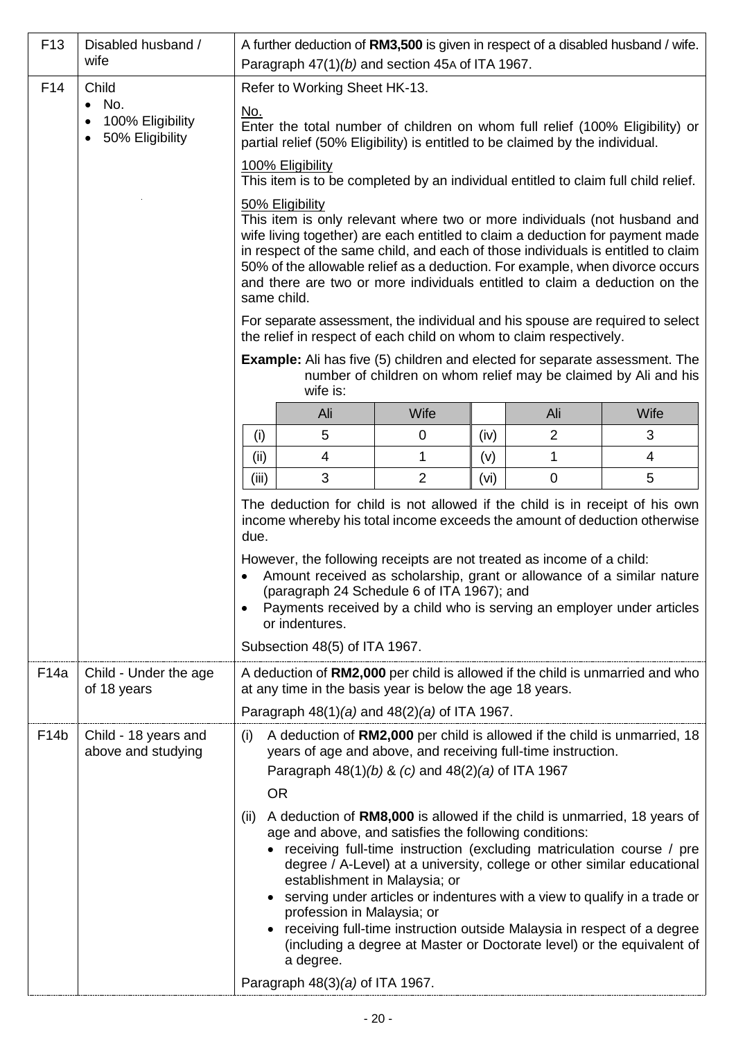| | | |
|---|---|---|
| F13 | Disabled husband / wife | A further deduction of **RM3,500** is given in respect of a disabled husband / wife.<br>Paragraph 47(1)*(b)* and section 45A of ITA 1967. |
| F14 | Child<br>• No.<br>• 100% Eligibility<br>• 50% Eligibility | Refer to Working Sheet HK-13.<br><br><u>No.</u><br>Enter the total number of children on whom full relief (100% Eligibility) or partial relief (50% Eligibility) is entitled to be claimed by the individual.<br><br><u>100% Eligibility</u><br>This item is to be completed by an individual entitled to claim full child relief.<br><br><u>50% Eligibility</u><br>This item is only relevant where two or more individuals (not husband and wife living together) are each entitled to claim a deduction for payment made in respect of the same child, and each of those individuals is entitled to claim 50% of the allowable relief as a deduction. For example, when divorce occurs and there are two or more individuals entitled to claim a deduction on the same child.<br><br>For separate assessment, the individual and his spouse are required to select the relief in respect of each child on whom to claim respectively.<br><br>**Example:** Ali has five (5) children and elected for separate assessment. The number of children on whom relief may be claimed by Ali and his wife is:<br><br>(i) Ali 5, Wife 0; (ii) Ali 4, Wife 1; (iii) Ali 3, Wife 2; (iv) Ali 2, Wife 3; (v) Ali 1, Wife 4; (vi) Ali 0, Wife 5<br><br>The deduction for child is not allowed if the child is in receipt of his own income whereby his total income exceeds the amount of deduction otherwise due.<br><br>However, the following receipts are not treated as income of a child:<br>• Amount received as scholarship, grant or allowance of a similar nature (paragraph 24 Schedule 6 of ITA 1967); and<br>• Payments received by a child who is serving an employer under articles or indentures.<br><br>Subsection 48(5) of ITA 1967. |
| F14a | Child - Under the age of 18 years | A deduction of **RM2,000** per child is allowed if the child is unmarried and who at any time in the basis year is below the age 18 years.<br><br>Paragraph 48(1)*(a)* and 48(2)*(a)* of ITA 1967. |
| F14b | Child - 18 years and above and studying | (i) A deduction of **RM2,000** per child is allowed if the child is unmarried, 18 years of age and above, and receiving full-time instruction.<br>Paragraph 48(1)*(b)* & *(c)* and 48(2)*(a)* of ITA 1967<br><br>OR<br><br>(ii) A deduction of **RM8,000** is allowed if the child is unmarried, 18 years of age and above, and satisfies the following conditions:<br>• receiving full-time instruction (excluding matriculation course / pre degree / A-Level) at a university, college or other similar educational establishment in Malaysia; or<br>• serving under articles or indentures with a view to qualify in a trade or profession in Malaysia; or<br>• receiving full-time instruction outside Malaysia in respect of a degree (including a degree at Master or Doctorate level) or the equivalent of a degree.<br><br>Paragraph 48(3)*(a)* of ITA 1967. |

Example table (F14):

| | Ali | Wife | | Ali | Wife |
|---|---|---|---|---|---|
| (i) | 5 | 0 | (iv) | 2 | 3 |
| (ii) | 4 | 1 | (v) | 1 | 4 |
| (iii) | 3 | 2 | (vi) | 0 | 5 |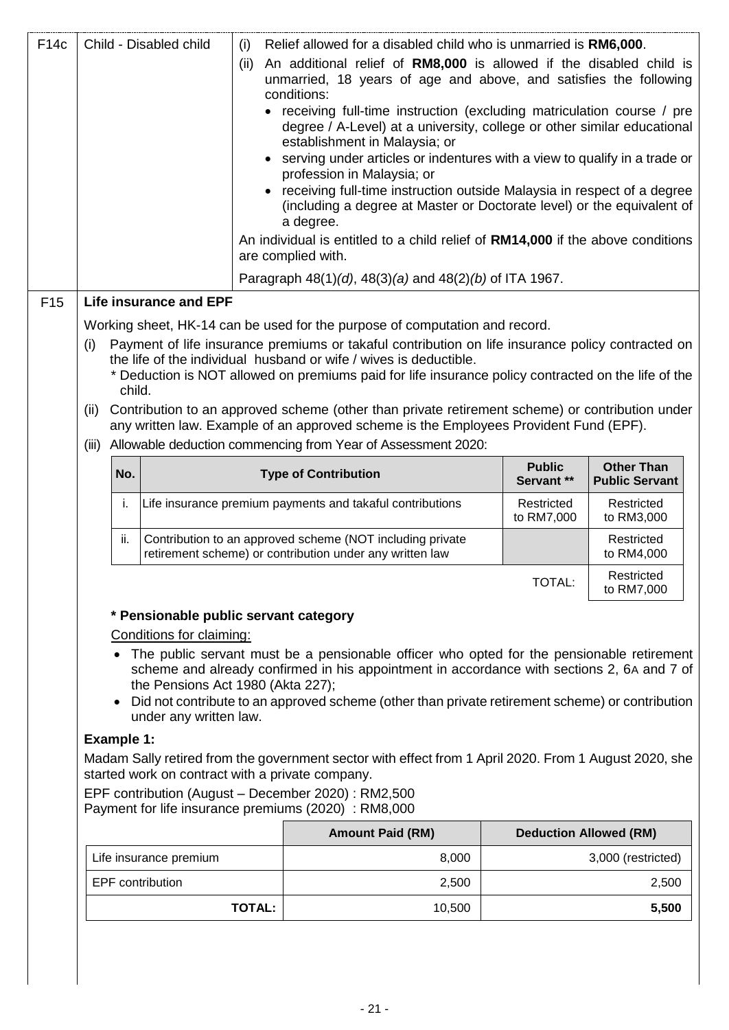| F14c | Child - Disabled child | (i) Relief allowed for a disabled child who is unmarried is **RM6,000**.<br>(ii) An additional relief of **RM8,000** is allowed if the disabled child is unmarried, 18 years of age and above, and satisfies the following conditions:<br>• receiving full-time instruction (excluding matriculation course / pre degree / A-Level) at a university, college or other similar educational establishment in Malaysia; or<br>• serving under articles or indentures with a view to qualify in a trade or profession in Malaysia; or<br>• receiving full-time instruction outside Malaysia in respect of a degree (including a degree at Master or Doctorate level) or the equivalent of a degree.<br>An individual is entitled to a child relief of **RM14,000** if the above conditions are complied with.<br>Paragraph 48(1)*(d)*, 48(3)*(a)* and 48(2)*(b)* of ITA 1967. |
|---|---|---|

**F15 Life insurance and EPF**

Working sheet, HK-14 can be used for the purpose of computation and record.

(i) Payment of life insurance premiums or takaful contribution on life insurance policy contracted on the life of the individual husband or wife / wives is deductible.
 * Deduction is NOT allowed on premiums paid for life insurance policy contracted on the life of the child.

(ii) Contribution to an approved scheme (other than private retirement scheme) or contribution under any written law. Example of an approved scheme is the Employees Provident Fund (EPF).

(iii) Allowable deduction commencing from Year of Assessment 2020:

| No. | Type of Contribution | Public Servant ** | Other Than Public Servant |
|---|---|---|---|
| i. | Life insurance premium payments and takaful contributions | Restricted to RM7,000 | Restricted to RM3,000 |
| ii. | Contribution to an approved scheme (NOT including private retirement scheme) or contribution under any written law | | Restricted to RM4,000 |
| | | TOTAL: | Restricted to RM7,000 |

**\* Pensionable public servant category**

Conditions for claiming:

- The public servant must be a pensionable officer who opted for the pensionable retirement scheme and already confirmed in his appointment in accordance with sections 2, 6A and 7 of the Pensions Act 1980 (Akta 227);
- Did not contribute to an approved scheme (other than private retirement scheme) or contribution under any written law.

**Example 1:**

Madam Sally retired from the government sector with effect from 1 April 2020. From 1 August 2020, she started work on contract with a private company.

EPF contribution (August – December 2020) : RM2,500
Payment for life insurance premiums (2020) : RM8,000

| | Amount Paid (RM) | Deduction Allowed (RM) |
|---|---|---|
| Life insurance premium | 8,000 | 3,000 (restricted) |
| EPF contribution | 2,500 | 2,500 |
| **TOTAL:** | 10,500 | **5,500** |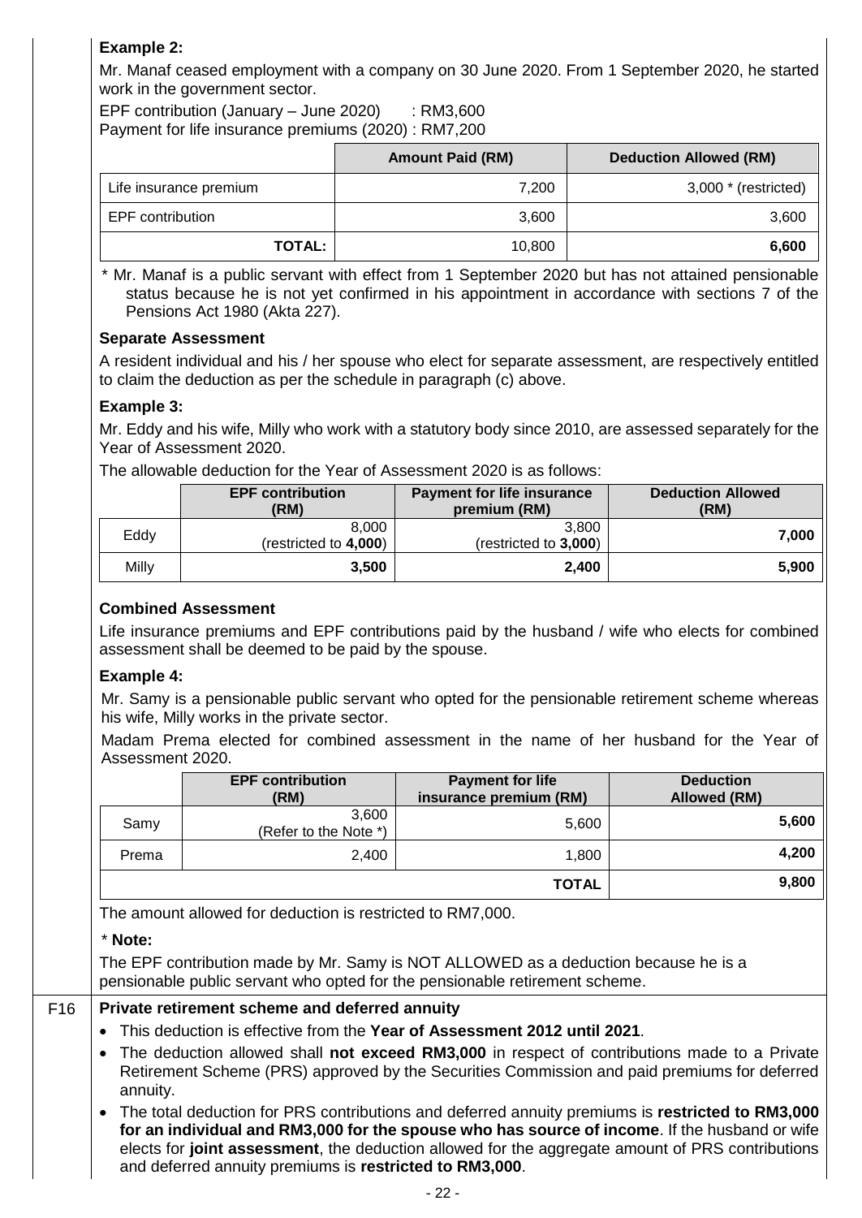**Example 2:**

Mr. Manaf ceased employment with a company on 30 June 2020. From 1 September 2020, he started work in the government sector.

EPF contribution (January – June 2020) : RM3,600
Payment for life insurance premiums (2020) : RM7,200

| | Amount Paid (RM) | Deduction Allowed (RM) |
|---|---|---|
| Life insurance premium | 7,200 | 3,000 * (restricted) |
| EPF contribution | 3,600 | 3,600 |
| **TOTAL:** | 10,800 | **6,600** |

\* Mr. Manaf is a public servant with effect from 1 September 2020 but has not attained pensionable status because he is not yet confirmed in his appointment in accordance with sections 7 of the Pensions Act 1980 (Akta 227).

**Separate Assessment**

A resident individual and his / her spouse who elect for separate assessment, are respectively entitled to claim the deduction as per the schedule in paragraph (c) above.

**Example 3:**

Mr. Eddy and his wife, Milly who work with a statutory body since 2010, are assessed separately for the Year of Assessment 2020.

The allowable deduction for the Year of Assessment 2020 is as follows:

| | EPF contribution (RM) | Payment for life insurance premium (RM) | Deduction Allowed (RM) |
|---|---|---|---|
| Eddy | 8,000 (restricted to **4,000**) | 3,800 (restricted to **3,000**) | **7,000** |
| Milly | **3,500** | **2,400** | **5,900** |

**Combined Assessment**

Life insurance premiums and EPF contributions paid by the husband / wife who elects for combined assessment shall be deemed to be paid by the spouse.

**Example 4:**

Mr. Samy is a pensionable public servant who opted for the pensionable retirement scheme whereas his wife, Milly works in the private sector.

Madam Prema elected for combined assessment in the name of her husband for the Year of Assessment 2020.

| | EPF contribution (RM) | Payment for life insurance premium (RM) | Deduction Allowed (RM) |
|---|---|---|---|
| Samy | 3,600 (Refer to the Note *) | 5,600 | **5,600** |
| Prema | 2,400 | 1,800 | **4,200** |
| | | **TOTAL** | **9,800** |

The amount allowed for deduction is restricted to RM7,000.

\* **Note:**

The EPF contribution made by Mr. Samy is NOT ALLOWED as a deduction because he is a pensionable public servant who opted for the pensionable retirement scheme.

F16 **Private retirement scheme and deferred annuity**

- This deduction is effective from the **Year of Assessment 2012 until 2021**.
- The deduction allowed shall **not exceed RM3,000** in respect of contributions made to a Private Retirement Scheme (PRS) approved by the Securities Commission and paid premiums for deferred annuity.
- The total deduction for PRS contributions and deferred annuity premiums is **restricted to RM3,000 for an individual and RM3,000 for the spouse who has source of income**. If the husband or wife elects for **joint assessment**, the deduction allowed for the aggregate amount of PRS contributions and deferred annuity premiums is **restricted to RM3,000**.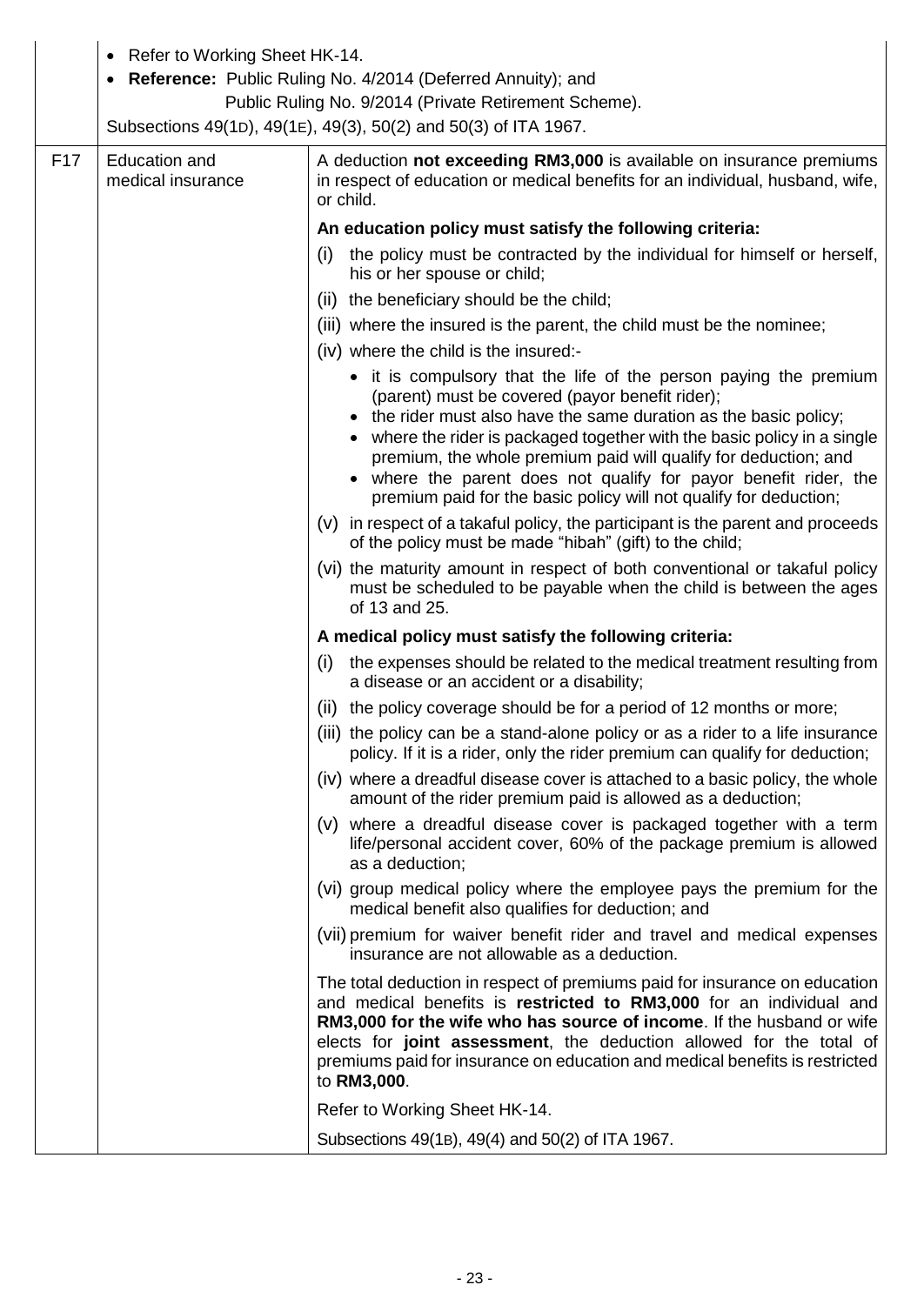| | | |
|---|---|---|
| | • Refer to Working Sheet HK-14.<br>• **Reference:** Public Ruling No. 4/2014 (Deferred Annuity); and Public Ruling No. 9/2014 (Private Retirement Scheme).<br>Subsections 49(1D), 49(1E), 49(3), 50(2) and 50(3) of ITA 1967. | |
| F17 | Education and medical insurance | A deduction **not exceeding RM3,000** is available on insurance premiums in respect of education or medical benefits for an individual, husband, wife, or child.<br><br>**An education policy must satisfy the following criteria:**<br>(i) the policy must be contracted by the individual for himself or herself, his or her spouse or child;<br>(ii) the beneficiary should be the child;<br>(iii) where the insured is the parent, the child must be the nominee;<br>(iv) where the child is the insured:-<br>• it is compulsory that the life of the person paying the premium (parent) must be covered (payor benefit rider);<br>• the rider must also have the same duration as the basic policy;<br>• where the rider is packaged together with the basic policy in a single premium, the whole premium paid will qualify for deduction; and<br>• where the parent does not qualify for payor benefit rider, the premium paid for the basic policy will not qualify for deduction;<br>(v) in respect of a takaful policy, the participant is the parent and proceeds of the policy must be made "hibah" (gift) to the child;<br>(vi) the maturity amount in respect of both conventional or takaful policy must be scheduled to be payable when the child is between the ages of 13 and 25.<br><br>**A medical policy must satisfy the following criteria:**<br>(i) the expenses should be related to the medical treatment resulting from a disease or an accident or a disability;<br>(ii) the policy coverage should be for a period of 12 months or more;<br>(iii) the policy can be a stand-alone policy or as a rider to a life insurance policy. If it is a rider, only the rider premium can qualify for deduction;<br>(iv) where a dreadful disease cover is attached to a basic policy, the whole amount of the rider premium paid is allowed as a deduction;<br>(v) where a dreadful disease cover is packaged together with a term life/personal accident cover, 60% of the package premium is allowed as a deduction;<br>(vi) group medical policy where the employee pays the premium for the medical benefit also qualifies for deduction; and<br>(vii) premium for waiver benefit rider and travel and medical expenses insurance are not allowable as a deduction.<br><br>The total deduction in respect of premiums paid for insurance on education and medical benefits is **restricted to RM3,000** for an individual and **RM3,000 for the wife who has source of income**. If the husband or wife elects for **joint assessment**, the deduction allowed for the total of premiums paid for insurance on education and medical benefits is restricted to **RM3,000**.<br><br>Refer to Working Sheet HK-14.<br><br>Subsections 49(1B), 49(4) and 50(2) of ITA 1967. |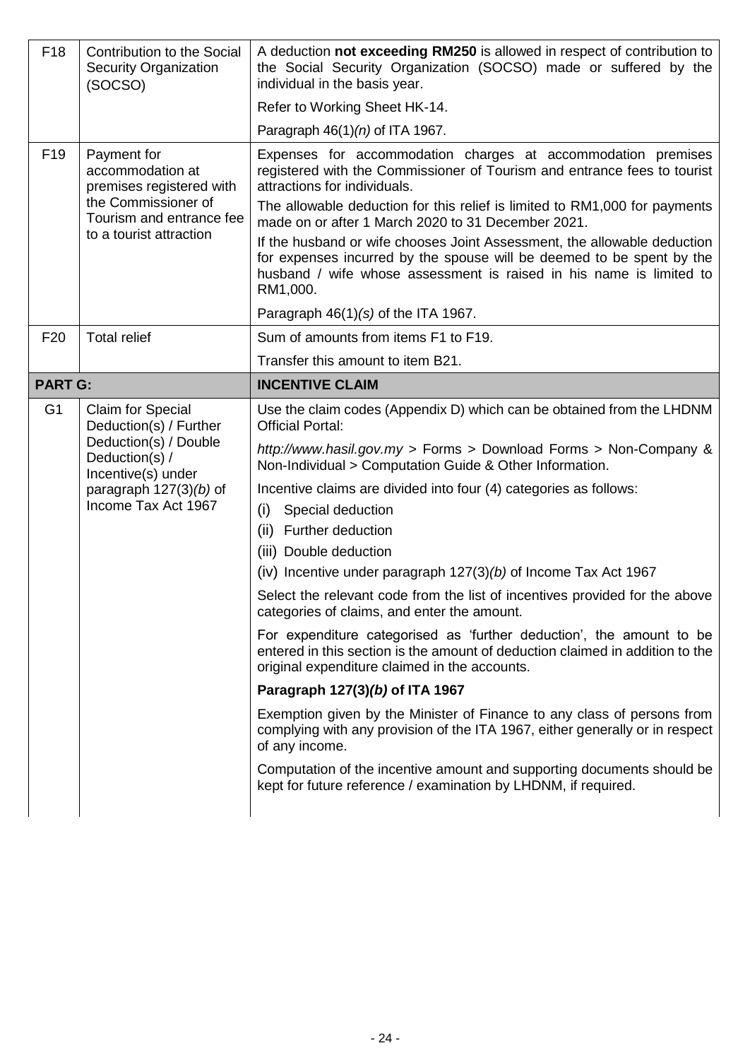| | | |
|---|---|---|
| F18 | Contribution to the Social Security Organization (SOCSO) | A deduction **not exceeding RM250** is allowed in respect of contribution to the Social Security Organization (SOCSO) made or suffered by the individual in the basis year.<br><br>Refer to Working Sheet HK-14.<br><br>Paragraph 46(1)*(n)* of ITA 1967. |
| F19 | Payment for accommodation at premises registered with the Commissioner of Tourism and entrance fee to a tourist attraction | Expenses for accommodation charges at accommodation premises registered with the Commissioner of Tourism and entrance fees to tourist attractions for individuals.<br><br>The allowable deduction for this relief is limited to RM1,000 for payments made on or after 1 March 2020 to 31 December 2021.<br><br>If the husband or wife chooses Joint Assessment, the allowable deduction for expenses incurred by the spouse will be deemed to be spent by the husband / wife whose assessment is raised in his name is limited to RM1,000.<br><br>Paragraph 46(1)*(s)* of the ITA 1967. |
| F20 | Total relief | Sum of amounts from items F1 to F19.<br><br>Transfer this amount to item B21. |
| **PART G:** | | **INCENTIVE CLAIM** |
| G1 | Claim for Special Deduction(s) / Further Deduction(s) / Double Deduction(s) / Incentive(s) under paragraph 127(3)*(b)* of Income Tax Act 1967 | Use the claim codes (Appendix D) which can be obtained from the LHDNM Official Portal:<br><br>*http://www.hasil.gov.my* > Forms > Download Forms > Non-Company & Non-Individual > Computation Guide & Other Information.<br><br>Incentive claims are divided into four (4) categories as follows:<br>(i) Special deduction<br>(ii) Further deduction<br>(iii) Double deduction<br>(iv) Incentive under paragraph 127(3)*(b)* of Income Tax Act 1967<br><br>Select the relevant code from the list of incentives provided for the above categories of claims, and enter the amount.<br><br>For expenditure categorised as 'further deduction', the amount to be entered in this section is the amount of deduction claimed in addition to the original expenditure claimed in the accounts.<br><br>**Paragraph 127(3)*(b)* of ITA 1967**<br><br>Exemption given by the Minister of Finance to any class of persons from complying with any provision of the ITA 1967, either generally or in respect of any income.<br><br>Computation of the incentive amount and supporting documents should be kept for future reference / examination by LHDNM, if required. |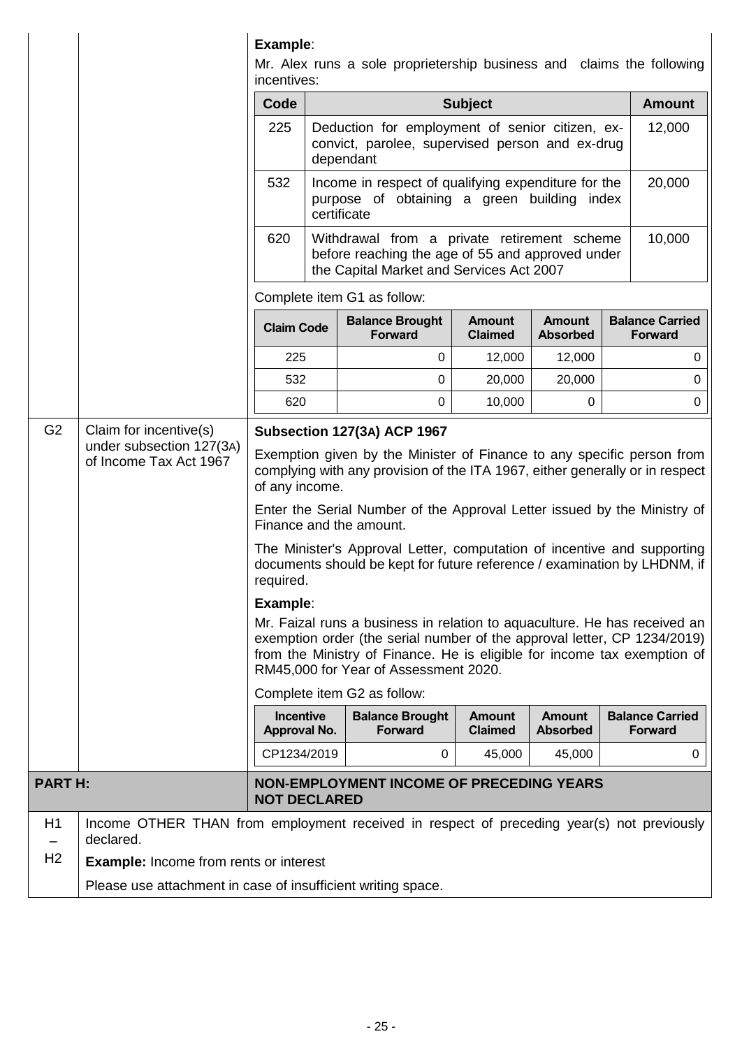**Example**:

Mr. Alex runs a sole proprietership business and claims the following incentives:

| Code | Subject | Amount |
|---|---|---|
| 225 | Deduction for employment of senior citizen, ex-convict, parolee, supervised person and ex-drug dependant | 12,000 |
| 532 | Income in respect of qualifying expenditure for the purpose of obtaining a green building index certificate | 20,000 |
| 620 | Withdrawal from a private retirement scheme before reaching the age of 55 and approved under the Capital Market and Services Act 2007 | 10,000 |

Complete item G1 as follow:

| Claim Code | Balance Brought Forward | Amount Claimed | Amount Absorbed | Balance Carried Forward |
|---|---|---|---|---|
| 225 | 0 | 12,000 | 12,000 | 0 |
| 532 | 0 | 20,000 | 20,000 | 0 |
| 620 | 0 | 10,000 | 0 | 0 |

**G2 Claim for incentive(s) under subsection 127(3A) of Income Tax Act 1967**

**Subsection 127(3A) ACP 1967**

Exemption given by the Minister of Finance to any specific person from complying with any provision of the ITA 1967, either generally or in respect of any income.

Enter the Serial Number of the Approval Letter issued by the Ministry of Finance and the amount.

The Minister's Approval Letter, computation of incentive and supporting documents should be kept for future reference / examination by LHDNM, if required.

**Example**:

Mr. Faizal runs a business in relation to aquaculture. He has received an exemption order (the serial number of the approval letter, CP 1234/2019) from the Ministry of Finance. He is eligible for income tax exemption of RM45,000 for Year of Assessment 2020.

Complete item G2 as follow:

| Incentive Approval No. | Balance Brought Forward | Amount Claimed | Amount Absorbed | Balance Carried Forward |
|---|---|---|---|---|
| CP1234/2019 | 0 | 45,000 | 45,000 | 0 |

## PART H: NON-EMPLOYMENT INCOME OF PRECEDING YEARS NOT DECLARED

**H1 – H2**

Income OTHER THAN from employment received in respect of preceding year(s) not previously declared.

**Example:** Income from rents or interest

Please use attachment in case of insufficient writing space.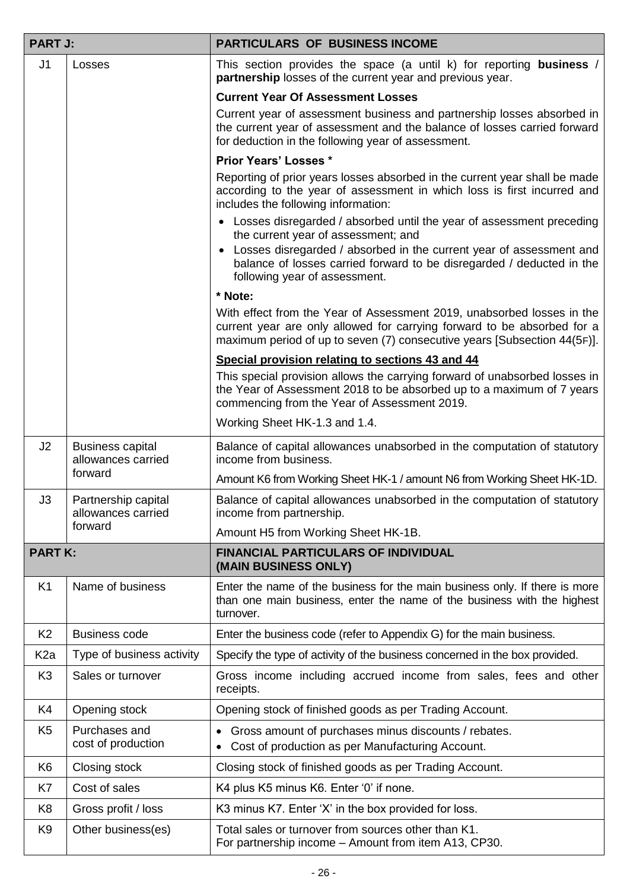| PART J: | | PARTICULARS OF BUSINESS INCOME |
|---|---|---|
| J1 | Losses | This section provides the space (a until k) for reporting **business** / **partnership** losses of the current year and previous year.<br><br>**Current Year Of Assessment Losses**<br><br>Current year of assessment business and partnership losses absorbed in the current year of assessment and the balance of losses carried forward for deduction in the following year of assessment.<br><br>**Prior Years' Losses ***<br><br>Reporting of prior years losses absorbed in the current year shall be made according to the year of assessment in which loss is first incurred and includes the following information:<br>• Losses disregarded / absorbed until the year of assessment preceding the current year of assessment; and<br>• Losses disregarded / absorbed in the current year of assessment and balance of losses carried forward to be disregarded / deducted in the following year of assessment.<br><br>**\* Note:**<br><br>With effect from the Year of Assessment 2019, unabsorbed losses in the current year are only allowed for carrying forward to be absorbed for a maximum period of up to seven (7) consecutive years [Subsection 44(5F)].<br><br>**Special provision relating to sections 43 and 44**<br><br>This special provision allows the carrying forward of unabsorbed losses in the Year of Assessment 2018 to be absorbed up to a maximum of 7 years commencing from the Year of Assessment 2019.<br><br>Working Sheet HK-1.3 and 1.4. |
| J2 | Business capital allowances carried forward | Balance of capital allowances unabsorbed in the computation of statutory income from business.<br><br>Amount K6 from Working Sheet HK-1 / amount N6 from Working Sheet HK-1D. |
| J3 | Partnership capital allowances carried forward | Balance of capital allowances unabsorbed in the computation of statutory income from partnership.<br><br>Amount H5 from Working Sheet HK-1B. |
| **PART K:** | | **FINANCIAL PARTICULARS OF INDIVIDUAL (MAIN BUSINESS ONLY)** |
| K1 | Name of business | Enter the name of the business for the main business only. If there is more than one main business, enter the name of the business with the highest turnover. |
| K2 | Business code | Enter the business code (refer to Appendix G) for the main business. |
| K2a | Type of business activity | Specify the type of activity of the business concerned in the box provided. |
| K3 | Sales or turnover | Gross income including accrued income from sales, fees and other receipts. |
| K4 | Opening stock | Opening stock of finished goods as per Trading Account. |
| K5 | Purchases and cost of production | • Gross amount of purchases minus discounts / rebates.<br>• Cost of production as per Manufacturing Account. |
| K6 | Closing stock | Closing stock of finished goods as per Trading Account. |
| K7 | Cost of sales | K4 plus K5 minus K6. Enter '0' if none. |
| K8 | Gross profit / loss | K3 minus K7. Enter 'X' in the box provided for loss. |
| K9 | Other business(es) | Total sales or turnover from sources other than K1.<br>For partnership income – Amount from item A13, CP30. |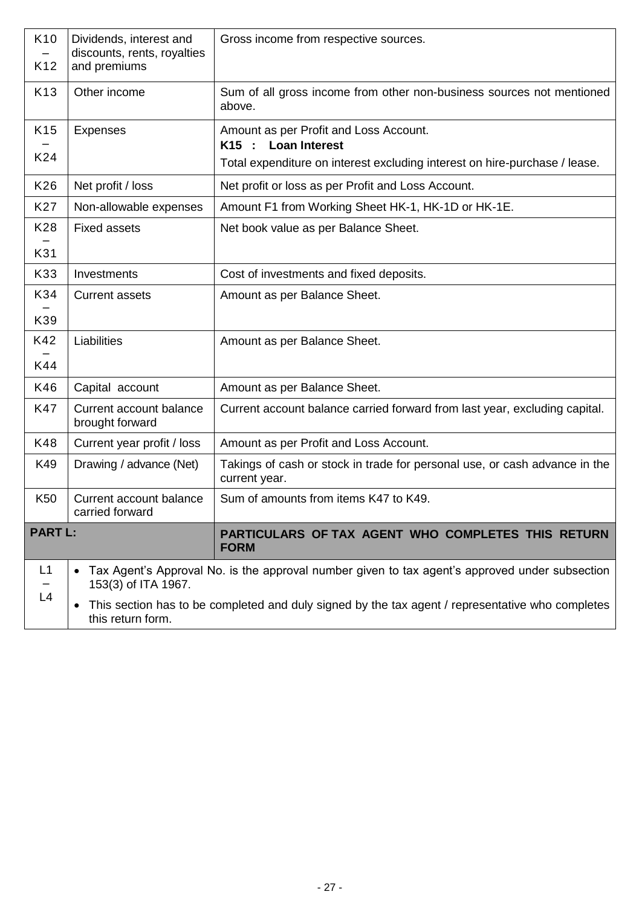| | | |
|---|---|---|
| K10 – K12 | Dividends, interest and discounts, rents, royalties and premiums | Gross income from respective sources. |
| K13 | Other income | Sum of all gross income from other non-business sources not mentioned above. |
| K15 – K24 | Expenses | Amount as per Profit and Loss Account.<br>**K15 : Loan Interest**<br>Total expenditure on interest excluding interest on hire-purchase / lease. |
| K26 | Net profit / loss | Net profit or loss as per Profit and Loss Account. |
| K27 | Non-allowable expenses | Amount F1 from Working Sheet HK-1, HK-1D or HK-1E. |
| K28 – K31 | Fixed assets | Net book value as per Balance Sheet. |
| K33 | Investments | Cost of investments and fixed deposits. |
| K34 – K39 | Current assets | Amount as per Balance Sheet. |
| K42 – K44 | Liabilities | Amount as per Balance Sheet. |
| K46 | Capital account | Amount as per Balance Sheet. |
| K47 | Current account balance brought forward | Current account balance carried forward from last year, excluding capital. |
| K48 | Current year profit / loss | Amount as per Profit and Loss Account. |
| K49 | Drawing / advance (Net) | Takings of cash or stock in trade for personal use, or cash advance in the current year. |
| K50 | Current account balance carried forward | Sum of amounts from items K47 to K49. |
| **PART L:** | | **PARTICULARS OF TAX AGENT WHO COMPLETES THIS RETURN FORM** |
| L1 – L4 | • Tax Agent's Approval No. is the approval number given to tax agent's approved under subsection 153(3) of ITA 1967.<br>• This section has to be completed and duly signed by the tax agent / representative who completes this return form. | |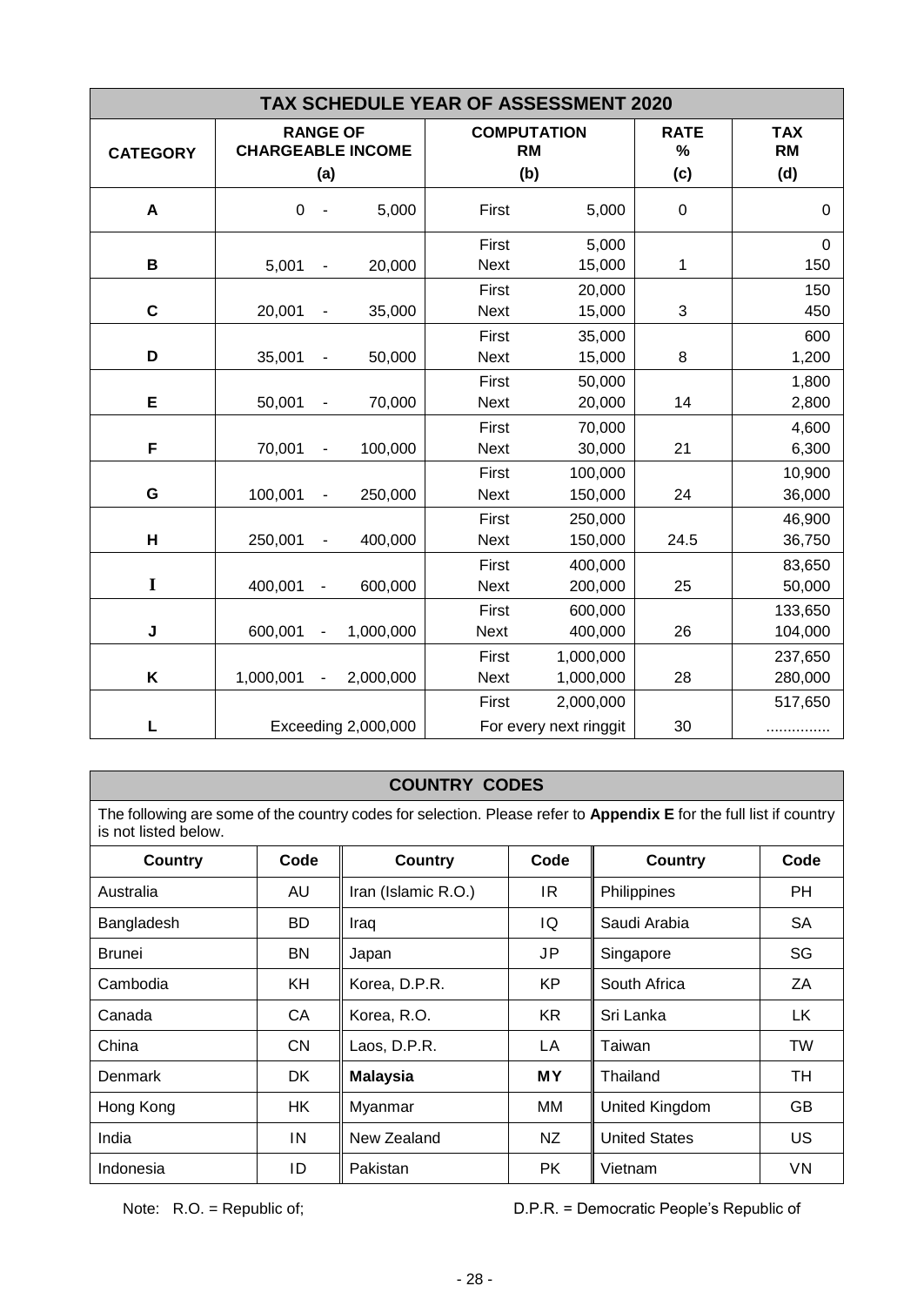| TAX SCHEDULE YEAR OF ASSESSMENT 2020 | | | | | | |
|---|---|---|---|---|---|---|
| **CATEGORY** | **RANGE OF CHARGEABLE INCOME** (a) | **COMPUTATION RM** (b) | | **RATE %** (c) | **TAX RM** (d) |
| A | 0 - 5,000 | First | 5,000 | 0 | 0 |
| B | 5,001 - 20,000 | First<br>Next | 5,000<br>15,000 | 1 | 0<br>150 |
| C | 20,001 - 35,000 | First<br>Next | 20,000<br>15,000 | 3 | 150<br>450 |
| D | 35,001 - 50,000 | First<br>Next | 35,000<br>15,000 | 8 | 600<br>1,200 |
| E | 50,001 - 70,000 | First<br>Next | 50,000<br>20,000 | 14 | 1,800<br>2,800 |
| F | 70,001 - 100,000 | First<br>Next | 70,000<br>30,000 | 21 | 4,600<br>6,300 |
| G | 100,001 - 250,000 | First<br>Next | 100,000<br>150,000 | 24 | 10,900<br>36,000 |
| H | 250,001 - 400,000 | First<br>Next | 250,000<br>150,000 | 24.5 | 46,900<br>36,750 |
| I | 400,001 - 600,000 | First<br>Next | 400,000<br>200,000 | 25 | 83,650<br>50,000 |
| J | 600,001 - 1,000,000 | First<br>Next | 600,000<br>400,000 | 26 | 133,650<br>104,000 |
| K | 1,000,001 - 2,000,000 | First<br>Next | 1,000,000<br>1,000,000 | 28 | 237,650<br>280,000 |
| L | Exceeding 2,000,000 | First<br>For every next ringgit | 2,000,000 | 30 | 517,650<br>............... |

## COUNTRY CODES

The following are some of the country codes for selection. Please refer to **Appendix E** for the full list if country is not listed below.

| Country | Code | Country | Code | Country | Code |
|---|---|---|---|---|---|
| Australia | AU | Iran (Islamic R.O.) | IR | Philippines | PH |
| Bangladesh | BD | Iraq | IQ | Saudi Arabia | SA |
| Brunei | BN | Japan | JP | Singapore | SG |
| Cambodia | KH | Korea, D.P.R. | KP | South Africa | ZA |
| Canada | CA | Korea, R.O. | KR | Sri Lanka | LK |
| China | CN | Laos, D.P.R. | LA | Taiwan | TW |
| Denmark | DK | **Malaysia** | **MY** | Thailand | TH |
| Hong Kong | HK | Myanmar | MM | United Kingdom | GB |
| India | IN | New Zealand | NZ | United States | US |
| Indonesia | ID | Pakistan | PK | Vietnam | VN |

Note: R.O. = Republic of; D.P.R. = Democratic People's Republic of